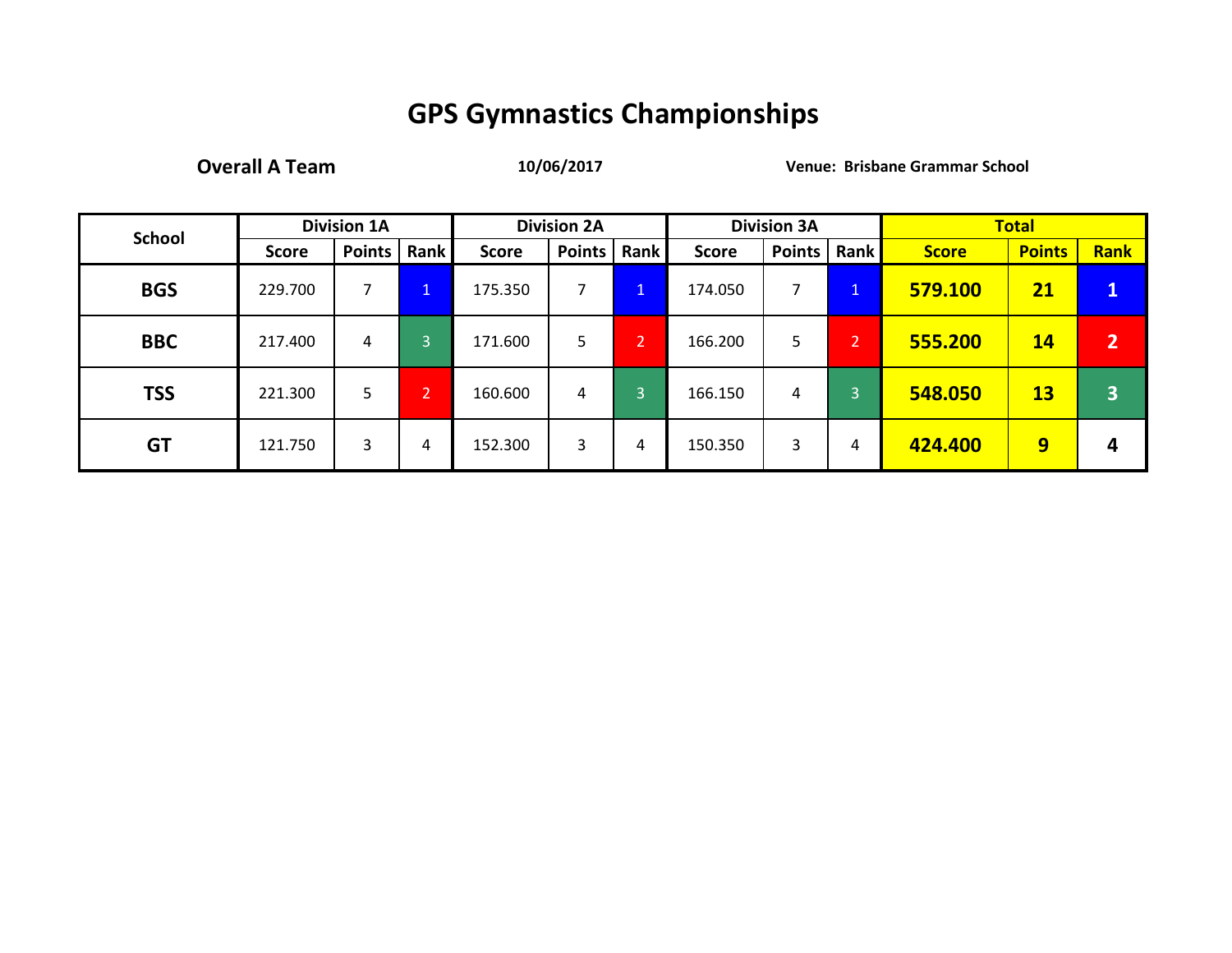# GPS Gymnastics Championships

**Overall A Team** **10/06/2017** **Venue: Brisbane Grammar School**

| School | Division 1A | | | Division 2A | | | Division 3A | | | Total | | |
|---|---|---|---|---|---|---|---|---|---|---|---|---|
| | Score | Points | Rank | Score | Points | Rank | Score | Points | Rank | Score | Points | Rank |
| **BGS** | 229.700 | 7 | 1 | 175.350 | 7 | 1 | 174.050 | 7 | 1 | **579.100** | **21** | **1** |
| **BBC** | 217.400 | 4 | 3 | 171.600 | 5 | 2 | 166.200 | 5 | 2 | **555.200** | **14** | **2** |
| **TSS** | 221.300 | 5 | 2 | 160.600 | 4 | 3 | 166.150 | 4 | 3 | **548.050** | **13** | **3** |
| **GT** | 121.750 | 3 | 4 | 152.300 | 3 | 4 | 150.350 | 3 | 4 | **424.400** | **9** | **4** |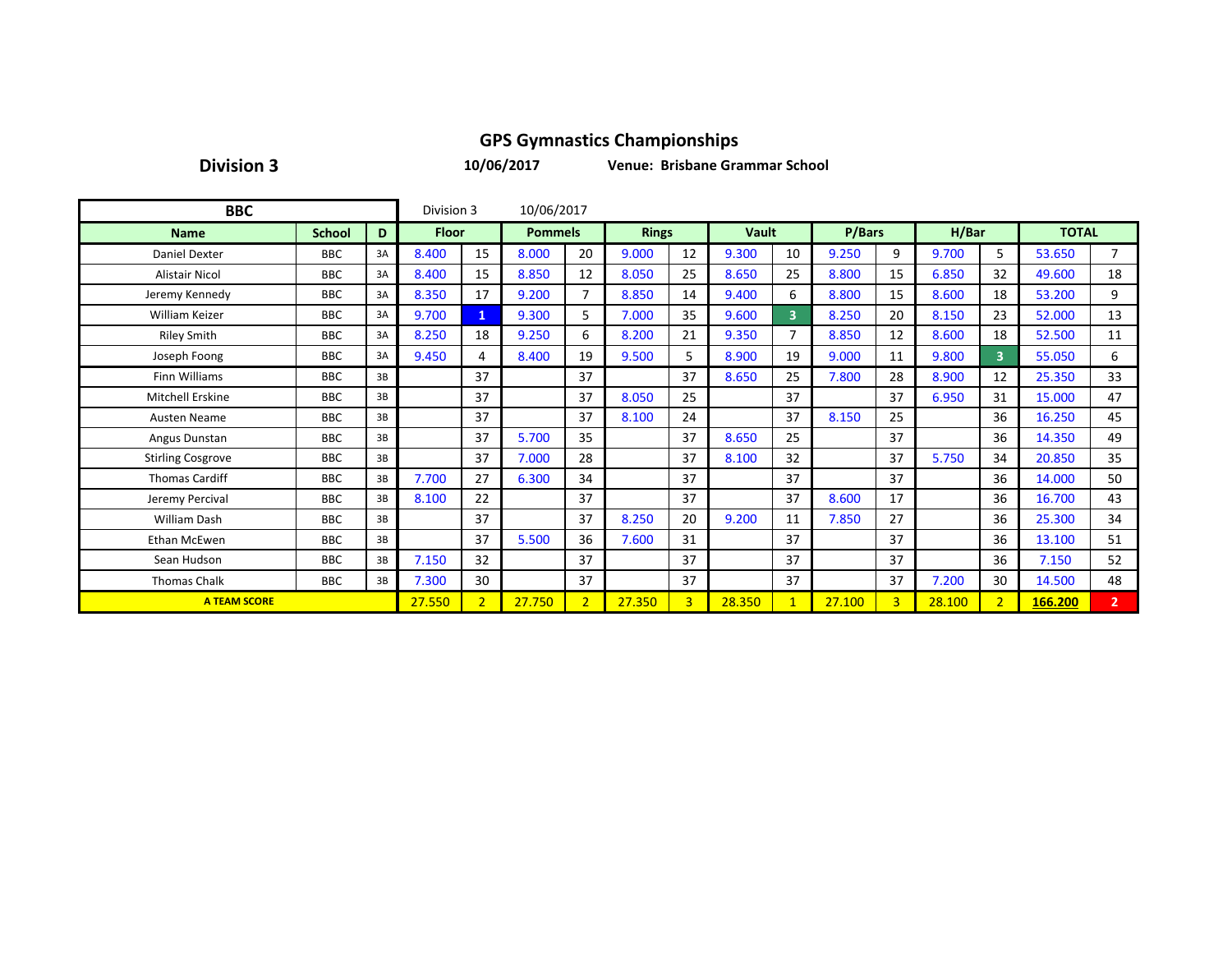# GPS Gymnastics Championships

**Division 3** **10/06/2017** **Venue: Brisbane Grammar School**

| BBC | | | Division 3 | 10/06/2017 | | | | | | | | | | | | |
|---|---|---|---|---|---|---|---|---|---|---|---|---|---|---|---|---|
| **Name** | **School** | **D** | **Floor** | | **Pommels** | | **Rings** | | **Vault** | | **P/Bars** | | **H/Bar** | | **TOTAL** | |
| Daniel Dexter | BBC | 3A | 8.400 | 15 | 8.000 | 20 | 9.000 | 12 | 9.300 | 10 | 9.250 | 9 | 9.700 | 5 | 53.650 | 7 |
| Alistair Nicol | BBC | 3A | 8.400 | 15 | 8.850 | 12 | 8.050 | 25 | 8.650 | 25 | 8.800 | 15 | 6.850 | 32 | 49.600 | 18 |
| Jeremy Kennedy | BBC | 3A | 8.350 | 17 | 9.200 | 7 | 8.850 | 14 | 9.400 | 6 | 8.800 | 15 | 8.600 | 18 | 53.200 | 9 |
| William Keizer | BBC | 3A | 9.700 | 1 | 9.300 | 5 | 7.000 | 35 | 9.600 | 3 | 8.250 | 20 | 8.150 | 23 | 52.000 | 13 |
| Riley Smith | BBC | 3A | 8.250 | 18 | 9.250 | 6 | 8.200 | 21 | 9.350 | 7 | 8.850 | 12 | 8.600 | 18 | 52.500 | 11 |
| Joseph Foong | BBC | 3A | 9.450 | 4 | 8.400 | 19 | 9.500 | 5 | 8.900 | 19 | 9.000 | 11 | 9.800 | 3 | 55.050 | 6 |
| Finn Williams | BBC | 3B | | 37 | | 37 | | 37 | 8.650 | 25 | 7.800 | 28 | 8.900 | 12 | 25.350 | 33 |
| Mitchell Erskine | BBC | 3B | | 37 | | 37 | 8.050 | 25 | | 37 | | 37 | 6.950 | 31 | 15.000 | 47 |
| Austen Neame | BBC | 3B | | 37 | | 37 | 8.100 | 24 | | 37 | 8.150 | 25 | | 36 | 16.250 | 45 |
| Angus Dunstan | BBC | 3B | | 37 | 5.700 | 35 | | 37 | 8.650 | 25 | | 37 | | 36 | 14.350 | 49 |
| Stirling Cosgrove | BBC | 3B | | 37 | 7.000 | 28 | | 37 | 8.100 | 32 | | 37 | 5.750 | 34 | 20.850 | 35 |
| Thomas Cardiff | BBC | 3B | 7.700 | 27 | 6.300 | 34 | | 37 | | 37 | | 37 | | 36 | 14.000 | 50 |
| Jeremy Percival | BBC | 3B | 8.100 | 22 | | 37 | | 37 | | 37 | 8.600 | 17 | | 36 | 16.700 | 43 |
| William Dash | BBC | 3B | | 37 | | 37 | 8.250 | 20 | 9.200 | 11 | 7.850 | 27 | | 36 | 25.300 | 34 |
| Ethan McEwen | BBC | 3B | | 37 | 5.500 | 36 | 7.600 | 31 | | 37 | | 37 | | 36 | 13.100 | 51 |
| Sean Hudson | BBC | 3B | 7.150 | 32 | | 37 | | 37 | | 37 | | 37 | | 36 | 7.150 | 52 |
| Thomas Chalk | BBC | 3B | 7.300 | 30 | | 37 | | 37 | | 37 | | 37 | 7.200 | 30 | 14.500 | 48 |
| **A TEAM SCORE** | | | 27.550 | 2 | 27.750 | 2 | 27.350 | 3 | 28.350 | 1 | 27.100 | 3 | 28.100 | 2 | **166.200** | **2** |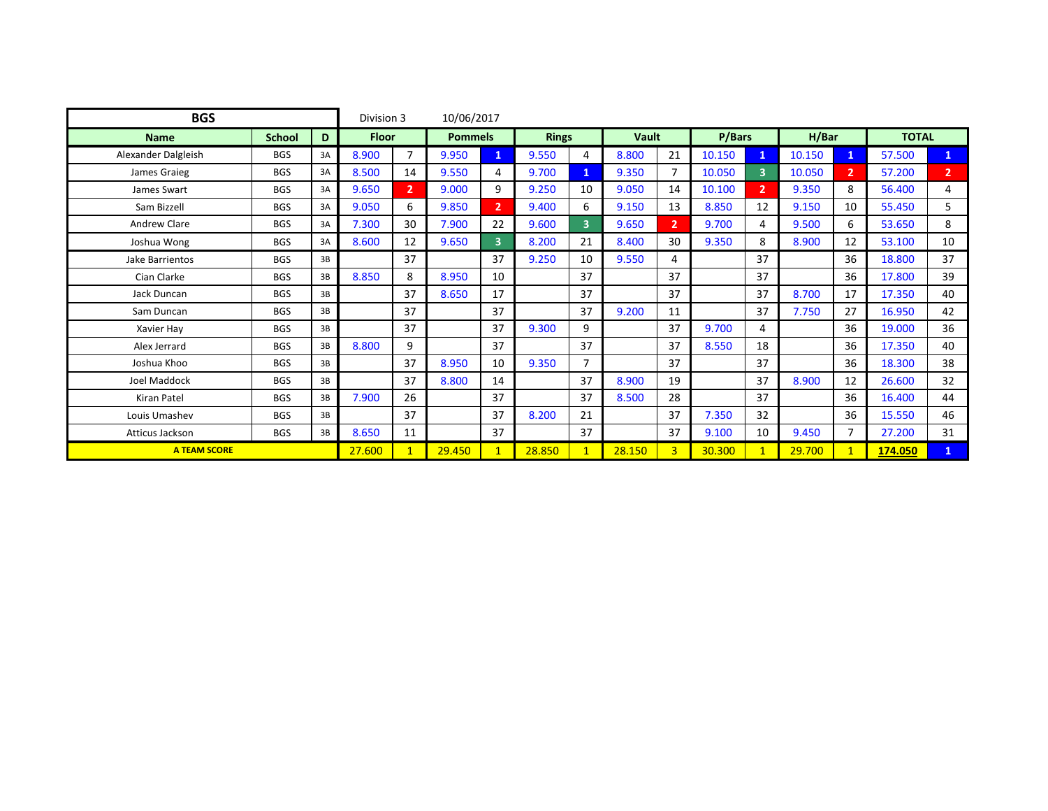| BGS | | | Division 3 | | 10/06/2017 | | | | | | | | | | | |
|---|---|---|---|---|---|---|---|---|---|---|---|---|---|---|---|---|
| **Name** | **School** | **D** | **Floor** | | **Pommels** | | **Rings** | | **Vault** | | **P/Bars** | | **H/Bar** | | **TOTAL** | |
| Alexander Dalgleish | BGS | 3A | 8.900 | 7 | 9.950 | 1 | 9.550 | 4 | 8.800 | 21 | 10.150 | 1 | 10.150 | 1 | 57.500 | 1 |
| James Graieg | BGS | 3A | 8.500 | 14 | 9.550 | 4 | 9.700 | 1 | 9.350 | 7 | 10.050 | 3 | 10.050 | 2 | 57.200 | 2 |
| James Swart | BGS | 3A | 9.650 | 2 | 9.000 | 9 | 9.250 | 10 | 9.050 | 14 | 10.100 | 2 | 9.350 | 8 | 56.400 | 4 |
| Sam Bizzell | BGS | 3A | 9.050 | 6 | 9.850 | 2 | 9.400 | 6 | 9.150 | 13 | 8.850 | 12 | 9.150 | 10 | 55.450 | 5 |
| Andrew Clare | BGS | 3A | 7.300 | 30 | 7.900 | 22 | 9.600 | 3 | 9.650 | 2 | 9.700 | 4 | 9.500 | 6 | 53.650 | 8 |
| Joshua Wong | BGS | 3A | 8.600 | 12 | 9.650 | 3 | 8.200 | 21 | 8.400 | 30 | 9.350 | 8 | 8.900 | 12 | 53.100 | 10 |
| Jake Barrientos | BGS | 3B | | 37 | | 37 | 9.250 | 10 | 9.550 | 4 | | 37 | | 36 | 18.800 | 37 |
| Cian Clarke | BGS | 3B | 8.850 | 8 | 8.950 | 10 | | 37 | | 37 | | 37 | | 36 | 17.800 | 39 |
| Jack Duncan | BGS | 3B | | 37 | 8.650 | 17 | | 37 | | 37 | | 37 | 8.700 | 17 | 17.350 | 40 |
| Sam Duncan | BGS | 3B | | 37 | | 37 | | 37 | 9.200 | 11 | | 37 | 7.750 | 27 | 16.950 | 42 |
| Xavier Hay | BGS | 3B | | 37 | | 37 | 9.300 | 9 | | 37 | 9.700 | 4 | | 36 | 19.000 | 36 |
| Alex Jerrard | BGS | 3B | 8.800 | 9 | | 37 | | 37 | | 37 | 8.550 | 18 | | 36 | 17.350 | 40 |
| Joshua Khoo | BGS | 3B | | 37 | 8.950 | 10 | 9.350 | 7 | | 37 | | 37 | | 36 | 18.300 | 38 |
| Joel Maddock | BGS | 3B | | 37 | 8.800 | 14 | | 37 | 8.900 | 19 | | 37 | 8.900 | 12 | 26.600 | 32 |
| Kiran Patel | BGS | 3B | 7.900 | 26 | | 37 | | 37 | 8.500 | 28 | | 37 | | 36 | 16.400 | 44 |
| Louis Umashev | BGS | 3B | | 37 | | 37 | 8.200 | 21 | | 37 | 7.350 | 32 | | 36 | 15.550 | 46 |
| Atticus Jackson | BGS | 3B | 8.650 | 11 | | 37 | | 37 | | 37 | 9.100 | 10 | 9.450 | 7 | 27.200 | 31 |
| **A TEAM SCORE** | | | 27.600 | 1 | 29.450 | 1 | 28.850 | 1 | 28.150 | 3 | 30.300 | 1 | 29.700 | 1 | **174.050** | 1 |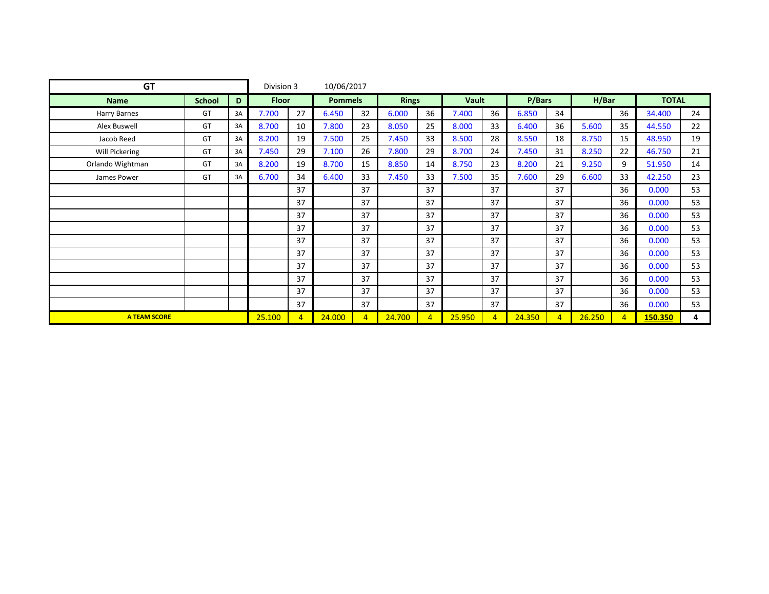| GT | | | Division 3 | | 10/06/2017 | | | | | | | | | | | |
|---|---|---|---|---|---|---|---|---|---|---|---|---|---|---|---|---|
| **Name** | **School** | **D** | **Floor** | | **Pommels** | | **Rings** | | **Vault** | | **P/Bars** | | **H/Bar** | | **TOTAL** | |
| Harry Barnes | GT | 3A | 7.700 | 27 | 6.450 | 32 | 6.000 | 36 | 7.400 | 36 | 6.850 | 34 | | 36 | 34.400 | 24 |
| Alex Buswell | GT | 3A | 8.700 | 10 | 7.800 | 23 | 8.050 | 25 | 8.000 | 33 | 6.400 | 36 | 5.600 | 35 | 44.550 | 22 |
| Jacob Reed | GT | 3A | 8.200 | 19 | 7.500 | 25 | 7.450 | 33 | 8.500 | 28 | 8.550 | 18 | 8.750 | 15 | 48.950 | 19 |
| Will Pickering | GT | 3A | 7.450 | 29 | 7.100 | 26 | 7.800 | 29 | 8.700 | 24 | 7.450 | 31 | 8.250 | 22 | 46.750 | 21 |
| Orlando Wightman | GT | 3A | 8.200 | 19 | 8.700 | 15 | 8.850 | 14 | 8.750 | 23 | 8.200 | 21 | 9.250 | 9 | 51.950 | 14 |
| James Power | GT | 3A | 6.700 | 34 | 6.400 | 33 | 7.450 | 33 | 7.500 | 35 | 7.600 | 29 | 6.600 | 33 | 42.250 | 23 |
| | | | | 37 | | 37 | | 37 | | 37 | | 37 | | 36 | 0.000 | 53 |
| | | | | 37 | | 37 | | 37 | | 37 | | 37 | | 36 | 0.000 | 53 |
| | | | | 37 | | 37 | | 37 | | 37 | | 37 | | 36 | 0.000 | 53 |
| | | | | 37 | | 37 | | 37 | | 37 | | 37 | | 36 | 0.000 | 53 |
| | | | | 37 | | 37 | | 37 | | 37 | | 37 | | 36 | 0.000 | 53 |
| | | | | 37 | | 37 | | 37 | | 37 | | 37 | | 36 | 0.000 | 53 |
| | | | | 37 | | 37 | | 37 | | 37 | | 37 | | 36 | 0.000 | 53 |
| | | | | 37 | | 37 | | 37 | | 37 | | 37 | | 36 | 0.000 | 53 |
| | | | | 37 | | 37 | | 37 | | 37 | | 37 | | 36 | 0.000 | 53 |
| | | | | 37 | | 37 | | 37 | | 37 | | 37 | | 36 | 0.000 | 53 |
| **A TEAM SCORE** | | | 25.100 | 4 | 24.000 | 4 | 24.700 | 4 | 25.950 | 4 | 24.350 | 4 | 26.250 | 4 | **150.350** | **4** |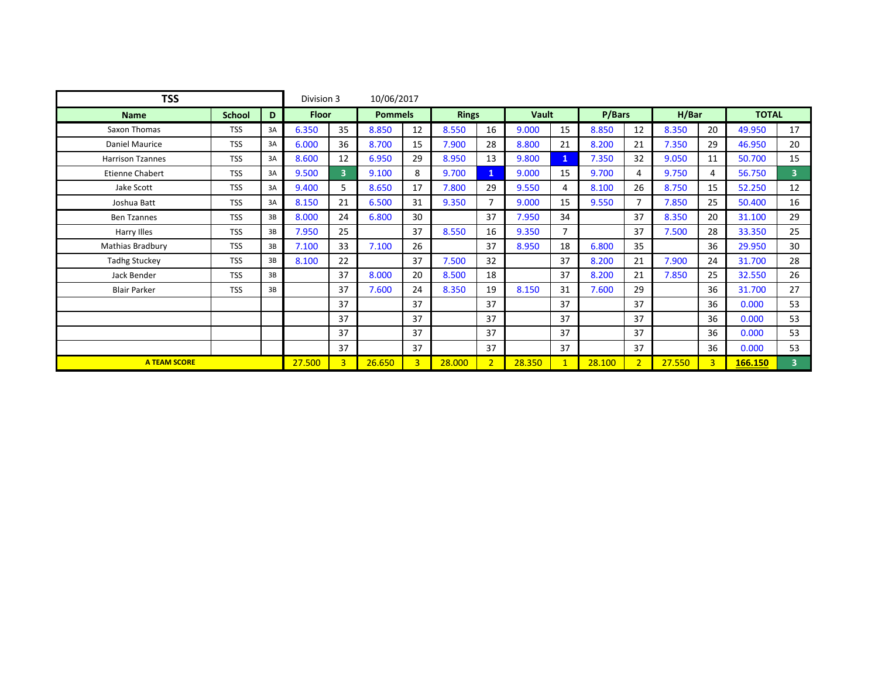| TSS | | | Division 3 | 10/06/2017 | | | | | | | | | | | | |
|---|---|---|---|---|---|---|---|---|---|---|---|---|---|---|---|---|
| **Name** | **School** | **D** | **Floor** | | **Pommels** | | **Rings** | | **Vault** | | **P/Bars** | | **H/Bar** | | **TOTAL** | |
| Saxon Thomas | TSS | 3A | 6.350 | 35 | 8.850 | 12 | 8.550 | 16 | 9.000 | 15 | 8.850 | 12 | 8.350 | 20 | 49.950 | 17 |
| Daniel Maurice | TSS | 3A | 6.000 | 36 | 8.700 | 15 | 7.900 | 28 | 8.800 | 21 | 8.200 | 21 | 7.350 | 29 | 46.950 | 20 |
| Harrison Tzannes | TSS | 3A | 8.600 | 12 | 6.950 | 29 | 8.950 | 13 | 9.800 | 1 | 7.350 | 32 | 9.050 | 11 | 50.700 | 15 |
| Etienne Chabert | TSS | 3A | 9.500 | 3 | 9.100 | 8 | 9.700 | 1 | 9.000 | 15 | 9.700 | 4 | 9.750 | 4 | 56.750 | 3 |
| Jake Scott | TSS | 3A | 9.400 | 5 | 8.650 | 17 | 7.800 | 29 | 9.550 | 4 | 8.100 | 26 | 8.750 | 15 | 52.250 | 12 |
| Joshua Batt | TSS | 3A | 8.150 | 21 | 6.500 | 31 | 9.350 | 7 | 9.000 | 15 | 9.550 | 7 | 7.850 | 25 | 50.400 | 16 |
| Ben Tzannes | TSS | 3B | 8.000 | 24 | 6.800 | 30 | | 37 | 7.950 | 34 | | 37 | 8.350 | 20 | 31.100 | 29 |
| Harry Illes | TSS | 3B | 7.950 | 25 | | 37 | 8.550 | 16 | 9.350 | 7 | | 37 | 7.500 | 28 | 33.350 | 25 |
| Mathias Bradbury | TSS | 3B | 7.100 | 33 | 7.100 | 26 | | 37 | 8.950 | 18 | 6.800 | 35 | | 36 | 29.950 | 30 |
| Tadhg Stuckey | TSS | 3B | 8.100 | 22 | | 37 | 7.500 | 32 | | 37 | 8.200 | 21 | 7.900 | 24 | 31.700 | 28 |
| Jack Bender | TSS | 3B | | 37 | 8.000 | 20 | 8.500 | 18 | | 37 | 8.200 | 21 | 7.850 | 25 | 32.550 | 26 |
| Blair Parker | TSS | 3B | | 37 | 7.600 | 24 | 8.350 | 19 | 8.150 | 31 | 7.600 | 29 | | 36 | 31.700 | 27 |
| | | | | 37 | | 37 | | 37 | | 37 | | 37 | | 36 | 0.000 | 53 |
| | | | | 37 | | 37 | | 37 | | 37 | | 37 | | 36 | 0.000 | 53 |
| | | | | 37 | | 37 | | 37 | | 37 | | 37 | | 36 | 0.000 | 53 |
| | | | | 37 | | 37 | | 37 | | 37 | | 37 | | 36 | 0.000 | 53 |
| **A TEAM SCORE** | | | 27.500 | 3 | 26.650 | 3 | 28.000 | 2 | 28.350 | 1 | 28.100 | 2 | 27.550 | 3 | **166.150** | 3 |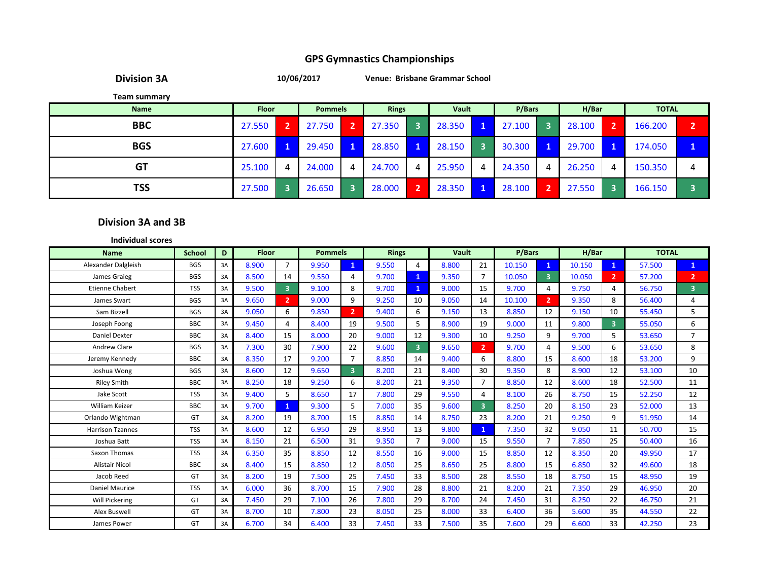## GPS Gymnastics Championships

**Division 3A** **10/06/2017** **Venue: Brisbane Grammar School**

**Team summary**

| Name | Floor | | Pommels | | Rings | | Vault | | P/Bars | | H/Bar | | TOTAL | |
|---|---|---|---|---|---|---|---|---|---|---|---|---|---|---|
| BBC | 27.550 | 2 | 27.750 | 2 | 27.350 | 3 | 28.350 | 1 | 27.100 | 3 | 28.100 | 2 | 166.200 | 2 |
| BGS | 27.600 | 1 | 29.450 | 1 | 28.850 | 1 | 28.150 | 3 | 30.300 | 1 | 29.700 | 1 | 174.050 | 1 |
| GT | 25.100 | 4 | 24.000 | 4 | 24.700 | 4 | 25.950 | 4 | 24.350 | 4 | 26.250 | 4 | 150.350 | 4 |
| TSS | 27.500 | 3 | 26.650 | 3 | 28.000 | 2 | 28.350 | 1 | 28.100 | 2 | 27.550 | 3 | 166.150 | 3 |

**Division 3A and 3B**

**Individual scores**

| Name | School | D | Floor | | Pommels | | Rings | | Vault | | P/Bars | | H/Bar | | TOTAL | |
|---|---|---|---|---|---|---|---|---|---|---|---|---|---|---|---|---|
| Alexander Dalgleish | BGS | 3A | 8.900 | 7 | 9.950 | 1 | 9.550 | 4 | 8.800 | 21 | 10.150 | 1 | 10.150 | 1 | 57.500 | 1 |
| James Graieg | BGS | 3A | 8.500 | 14 | 9.550 | 4 | 9.700 | 1 | 9.350 | 7 | 10.050 | 3 | 10.050 | 2 | 57.200 | 2 |
| Etienne Chabert | TSS | 3A | 9.500 | 3 | 9.100 | 8 | 9.700 | 1 | 9.000 | 15 | 9.700 | 4 | 9.750 | 4 | 56.750 | 3 |
| James Swart | BGS | 3A | 9.650 | 2 | 9.000 | 9 | 9.250 | 10 | 9.050 | 14 | 10.100 | 2 | 9.350 | 8 | 56.400 | 4 |
| Sam Bizzell | BGS | 3A | 9.050 | 6 | 9.850 | 2 | 9.400 | 6 | 9.150 | 13 | 8.850 | 12 | 9.150 | 10 | 55.450 | 5 |
| Joseph Foong | BBC | 3A | 9.450 | 4 | 8.400 | 19 | 9.500 | 5 | 8.900 | 19 | 9.000 | 11 | 9.800 | 3 | 55.050 | 6 |
| Daniel Dexter | BBC | 3A | 8.400 | 15 | 8.000 | 20 | 9.000 | 12 | 9.300 | 10 | 9.250 | 9 | 9.700 | 5 | 53.650 | 7 |
| Andrew Clare | BGS | 3A | 7.300 | 30 | 7.900 | 22 | 9.600 | 3 | 9.650 | 2 | 9.700 | 4 | 9.500 | 6 | 53.650 | 8 |
| Jeremy Kennedy | BBC | 3A | 8.350 | 17 | 9.200 | 7 | 8.850 | 14 | 9.400 | 6 | 8.800 | 15 | 8.600 | 18 | 53.200 | 9 |
| Joshua Wong | BGS | 3A | 8.600 | 12 | 9.650 | 3 | 8.200 | 21 | 8.400 | 30 | 9.350 | 8 | 8.900 | 12 | 53.100 | 10 |
| Riley Smith | BBC | 3A | 8.250 | 18 | 9.250 | 6 | 8.200 | 21 | 9.350 | 7 | 8.850 | 12 | 8.600 | 18 | 52.500 | 11 |
| Jake Scott | TSS | 3A | 9.400 | 5 | 8.650 | 17 | 7.800 | 29 | 9.550 | 4 | 8.100 | 26 | 8.750 | 15 | 52.250 | 12 |
| William Keizer | BBC | 3A | 9.700 | 1 | 9.300 | 5 | 7.000 | 35 | 9.600 | 3 | 8.250 | 20 | 8.150 | 23 | 52.000 | 13 |
| Orlando Wightman | GT | 3A | 8.200 | 19 | 8.700 | 15 | 8.850 | 14 | 8.750 | 23 | 8.200 | 21 | 9.250 | 9 | 51.950 | 14 |
| Harrison Tzannes | TSS | 3A | 8.600 | 12 | 6.950 | 29 | 8.950 | 13 | 9.800 | 1 | 7.350 | 32 | 9.050 | 11 | 50.700 | 15 |
| Joshua Batt | TSS | 3A | 8.150 | 21 | 6.500 | 31 | 9.350 | 7 | 9.000 | 15 | 9.550 | 7 | 7.850 | 25 | 50.400 | 16 |
| Saxon Thomas | TSS | 3A | 6.350 | 35 | 8.850 | 12 | 8.550 | 16 | 9.000 | 15 | 8.850 | 12 | 8.350 | 20 | 49.950 | 17 |
| Alistair Nicol | BBC | 3A | 8.400 | 15 | 8.850 | 12 | 8.050 | 25 | 8.650 | 25 | 8.800 | 15 | 6.850 | 32 | 49.600 | 18 |
| Jacob Reed | GT | 3A | 8.200 | 19 | 7.500 | 25 | 7.450 | 33 | 8.500 | 28 | 8.550 | 18 | 8.750 | 15 | 48.950 | 19 |
| Daniel Maurice | TSS | 3A | 6.000 | 36 | 8.700 | 15 | 7.900 | 28 | 8.800 | 21 | 8.200 | 21 | 7.350 | 29 | 46.950 | 20 |
| Will Pickering | GT | 3A | 7.450 | 29 | 7.100 | 26 | 7.800 | 29 | 8.700 | 24 | 7.450 | 31 | 8.250 | 22 | 46.750 | 21 |
| Alex Buswell | GT | 3A | 8.700 | 10 | 7.800 | 23 | 8.050 | 25 | 8.000 | 33 | 6.400 | 36 | 5.600 | 35 | 44.550 | 22 |
| James Power | GT | 3A | 6.700 | 34 | 6.400 | 33 | 7.450 | 33 | 7.500 | 35 | 7.600 | 29 | 6.600 | 33 | 42.250 | 23 |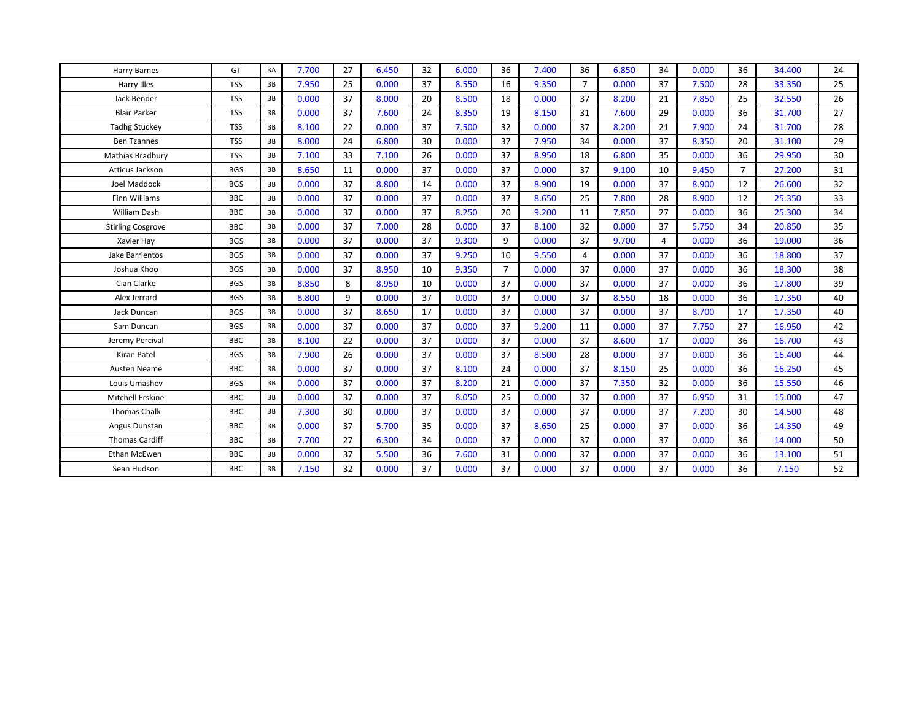| | | | | | | | | | | | | | | | | |
|---|---|---|---|---|---|---|---|---|---|---|---|---|---|---|---|---|
| Harry Barnes | GT | 3A | 7.700 | 27 | 6.450 | 32 | 6.000 | 36 | 7.400 | 36 | 6.850 | 34 | 0.000 | 36 | 34.400 | 24 |
| Harry Illes | TSS | 3B | 7.950 | 25 | 0.000 | 37 | 8.550 | 16 | 9.350 | 7 | 0.000 | 37 | 7.500 | 28 | 33.350 | 25 |
| Jack Bender | TSS | 3B | 0.000 | 37 | 8.000 | 20 | 8.500 | 18 | 0.000 | 37 | 8.200 | 21 | 7.850 | 25 | 32.550 | 26 |
| Blair Parker | TSS | 3B | 0.000 | 37 | 7.600 | 24 | 8.350 | 19 | 8.150 | 31 | 7.600 | 29 | 0.000 | 36 | 31.700 | 27 |
| Tadhg Stuckey | TSS | 3B | 8.100 | 22 | 0.000 | 37 | 7.500 | 32 | 0.000 | 37 | 8.200 | 21 | 7.900 | 24 | 31.700 | 28 |
| Ben Tzannes | TSS | 3B | 8.000 | 24 | 6.800 | 30 | 0.000 | 37 | 7.950 | 34 | 0.000 | 37 | 8.350 | 20 | 31.100 | 29 |
| Mathias Bradbury | TSS | 3B | 7.100 | 33 | 7.100 | 26 | 0.000 | 37 | 8.950 | 18 | 6.800 | 35 | 0.000 | 36 | 29.950 | 30 |
| Atticus Jackson | BGS | 3B | 8.650 | 11 | 0.000 | 37 | 0.000 | 37 | 0.000 | 37 | 9.100 | 10 | 9.450 | 7 | 27.200 | 31 |
| Joel Maddock | BGS | 3B | 0.000 | 37 | 8.800 | 14 | 0.000 | 37 | 8.900 | 19 | 0.000 | 37 | 8.900 | 12 | 26.600 | 32 |
| Finn Williams | BBC | 3B | 0.000 | 37 | 0.000 | 37 | 0.000 | 37 | 8.650 | 25 | 7.800 | 28 | 8.900 | 12 | 25.350 | 33 |
| William Dash | BBC | 3B | 0.000 | 37 | 0.000 | 37 | 8.250 | 20 | 9.200 | 11 | 7.850 | 27 | 0.000 | 36 | 25.300 | 34 |
| Stirling Cosgrove | BBC | 3B | 0.000 | 37 | 7.000 | 28 | 0.000 | 37 | 8.100 | 32 | 0.000 | 37 | 5.750 | 34 | 20.850 | 35 |
| Xavier Hay | BGS | 3B | 0.000 | 37 | 0.000 | 37 | 9.300 | 9 | 0.000 | 37 | 9.700 | 4 | 0.000 | 36 | 19.000 | 36 |
| Jake Barrientos | BGS | 3B | 0.000 | 37 | 0.000 | 37 | 9.250 | 10 | 9.550 | 4 | 0.000 | 37 | 0.000 | 36 | 18.800 | 37 |
| Joshua Khoo | BGS | 3B | 0.000 | 37 | 8.950 | 10 | 9.350 | 7 | 0.000 | 37 | 0.000 | 37 | 0.000 | 36 | 18.300 | 38 |
| Cian Clarke | BGS | 3B | 8.850 | 8 | 8.950 | 10 | 0.000 | 37 | 0.000 | 37 | 0.000 | 37 | 0.000 | 36 | 17.800 | 39 |
| Alex Jerrard | BGS | 3B | 8.800 | 9 | 0.000 | 37 | 0.000 | 37 | 0.000 | 37 | 8.550 | 18 | 0.000 | 36 | 17.350 | 40 |
| Jack Duncan | BGS | 3B | 0.000 | 37 | 8.650 | 17 | 0.000 | 37 | 0.000 | 37 | 0.000 | 37 | 8.700 | 17 | 17.350 | 40 |
| Sam Duncan | BGS | 3B | 0.000 | 37 | 0.000 | 37 | 0.000 | 37 | 9.200 | 11 | 0.000 | 37 | 7.750 | 27 | 16.950 | 42 |
| Jeremy Percival | BBC | 3B | 8.100 | 22 | 0.000 | 37 | 0.000 | 37 | 0.000 | 37 | 8.600 | 17 | 0.000 | 36 | 16.700 | 43 |
| Kiran Patel | BGS | 3B | 7.900 | 26 | 0.000 | 37 | 0.000 | 37 | 8.500 | 28 | 0.000 | 37 | 0.000 | 36 | 16.400 | 44 |
| Austen Neame | BBC | 3B | 0.000 | 37 | 0.000 | 37 | 8.100 | 24 | 0.000 | 37 | 8.150 | 25 | 0.000 | 36 | 16.250 | 45 |
| Louis Umashev | BGS | 3B | 0.000 | 37 | 0.000 | 37 | 8.200 | 21 | 0.000 | 37 | 7.350 | 32 | 0.000 | 36 | 15.550 | 46 |
| Mitchell Erskine | BBC | 3B | 0.000 | 37 | 0.000 | 37 | 8.050 | 25 | 0.000 | 37 | 0.000 | 37 | 6.950 | 31 | 15.000 | 47 |
| Thomas Chalk | BBC | 3B | 7.300 | 30 | 0.000 | 37 | 0.000 | 37 | 0.000 | 37 | 0.000 | 37 | 7.200 | 30 | 14.500 | 48 |
| Angus Dunstan | BBC | 3B | 0.000 | 37 | 5.700 | 35 | 0.000 | 37 | 8.650 | 25 | 0.000 | 37 | 0.000 | 36 | 14.350 | 49 |
| Thomas Cardiff | BBC | 3B | 7.700 | 27 | 6.300 | 34 | 0.000 | 37 | 0.000 | 37 | 0.000 | 37 | 0.000 | 36 | 14.000 | 50 |
| Ethan McEwen | BBC | 3B | 0.000 | 37 | 5.500 | 36 | 7.600 | 31 | 0.000 | 37 | 0.000 | 37 | 0.000 | 36 | 13.100 | 51 |
| Sean Hudson | BBC | 3B | 7.150 | 32 | 0.000 | 37 | 0.000 | 37 | 0.000 | 37 | 0.000 | 37 | 0.000 | 36 | 7.150 | 52 |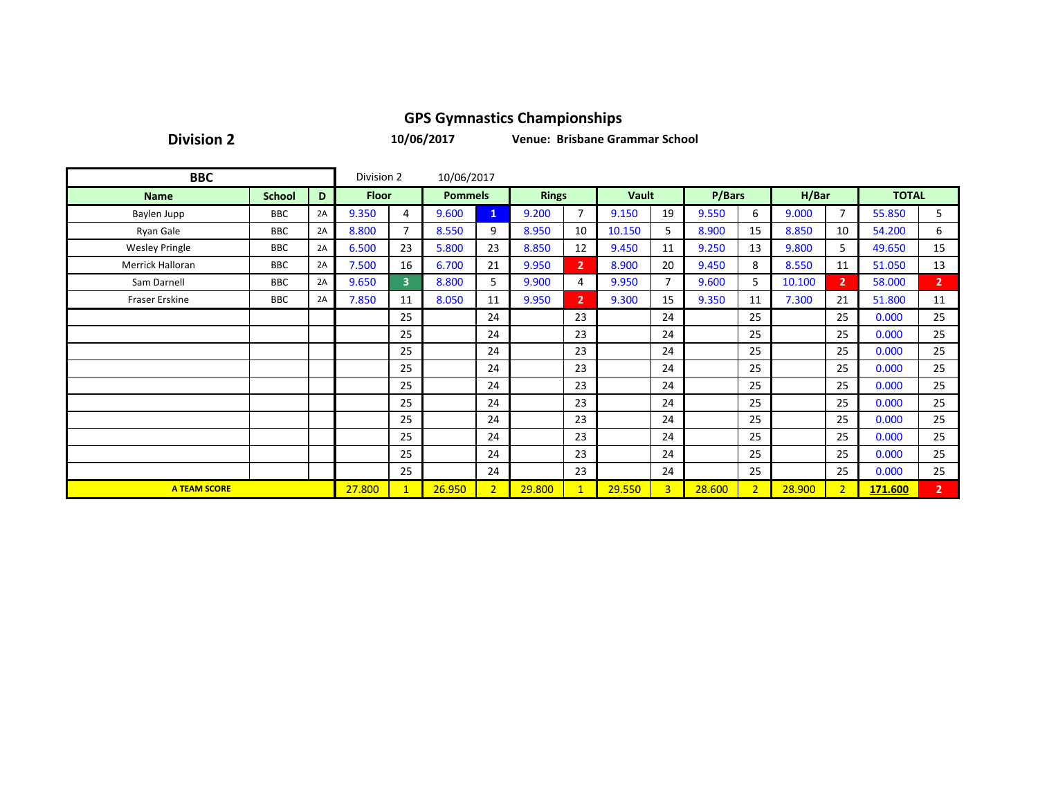## GPS Gymnastics Championships

**Division 2** **10/06/2017** **Venue: Brisbane Grammar School**

| BBC | | | Division 2 | | 10/06/2017 | | | | | | | | | | | |
|---|---|---|---|---|---|---|---|---|---|---|---|---|---|---|---|---|
| **Name** | **School** | **D** | **Floor** | | **Pommels** | | **Rings** | | **Vault** | | **P/Bars** | | **H/Bar** | | **TOTAL** | |
| Baylen Jupp | BBC | 2A | 9.350 | 4 | 9.600 | 1 | 9.200 | 7 | 9.150 | 19 | 9.550 | 6 | 9.000 | 7 | 55.850 | 5 |
| Ryan Gale | BBC | 2A | 8.800 | 7 | 8.550 | 9 | 8.950 | 10 | 10.150 | 5 | 8.900 | 15 | 8.850 | 10 | 54.200 | 6 |
| Wesley Pringle | BBC | 2A | 6.500 | 23 | 5.800 | 23 | 8.850 | 12 | 9.450 | 11 | 9.250 | 13 | 9.800 | 5 | 49.650 | 15 |
| Merrick Halloran | BBC | 2A | 7.500 | 16 | 6.700 | 21 | 9.950 | 2 | 8.900 | 20 | 9.450 | 8 | 8.550 | 11 | 51.050 | 13 |
| Sam Darnell | BBC | 2A | 9.650 | 3 | 8.800 | 5 | 9.900 | 4 | 9.950 | 7 | 9.600 | 5 | 10.100 | 2 | 58.000 | 2 |
| Fraser Erskine | BBC | 2A | 7.850 | 11 | 8.050 | 11 | 9.950 | 2 | 9.300 | 15 | 9.350 | 11 | 7.300 | 21 | 51.800 | 11 |
| | | | | 25 | | 24 | | 23 | | 24 | | 25 | | 25 | 0.000 | 25 |
| | | | | 25 | | 24 | | 23 | | 24 | | 25 | | 25 | 0.000 | 25 |
| | | | | 25 | | 24 | | 23 | | 24 | | 25 | | 25 | 0.000 | 25 |
| | | | | 25 | | 24 | | 23 | | 24 | | 25 | | 25 | 0.000 | 25 |
| | | | | 25 | | 24 | | 23 | | 24 | | 25 | | 25 | 0.000 | 25 |
| | | | | 25 | | 24 | | 23 | | 24 | | 25 | | 25 | 0.000 | 25 |
| | | | | 25 | | 24 | | 23 | | 24 | | 25 | | 25 | 0.000 | 25 |
| | | | | 25 | | 24 | | 23 | | 24 | | 25 | | 25 | 0.000 | 25 |
| | | | | 25 | | 24 | | 23 | | 24 | | 25 | | 25 | 0.000 | 25 |
| | | | | 25 | | 24 | | 23 | | 24 | | 25 | | 25 | 0.000 | 25 |
| **A TEAM SCORE** | | | 27.800 | 1 | 26.950 | 2 | 29.800 | 1 | 29.550 | 3 | 28.600 | 2 | 28.900 | 2 | **171.600** | 2 |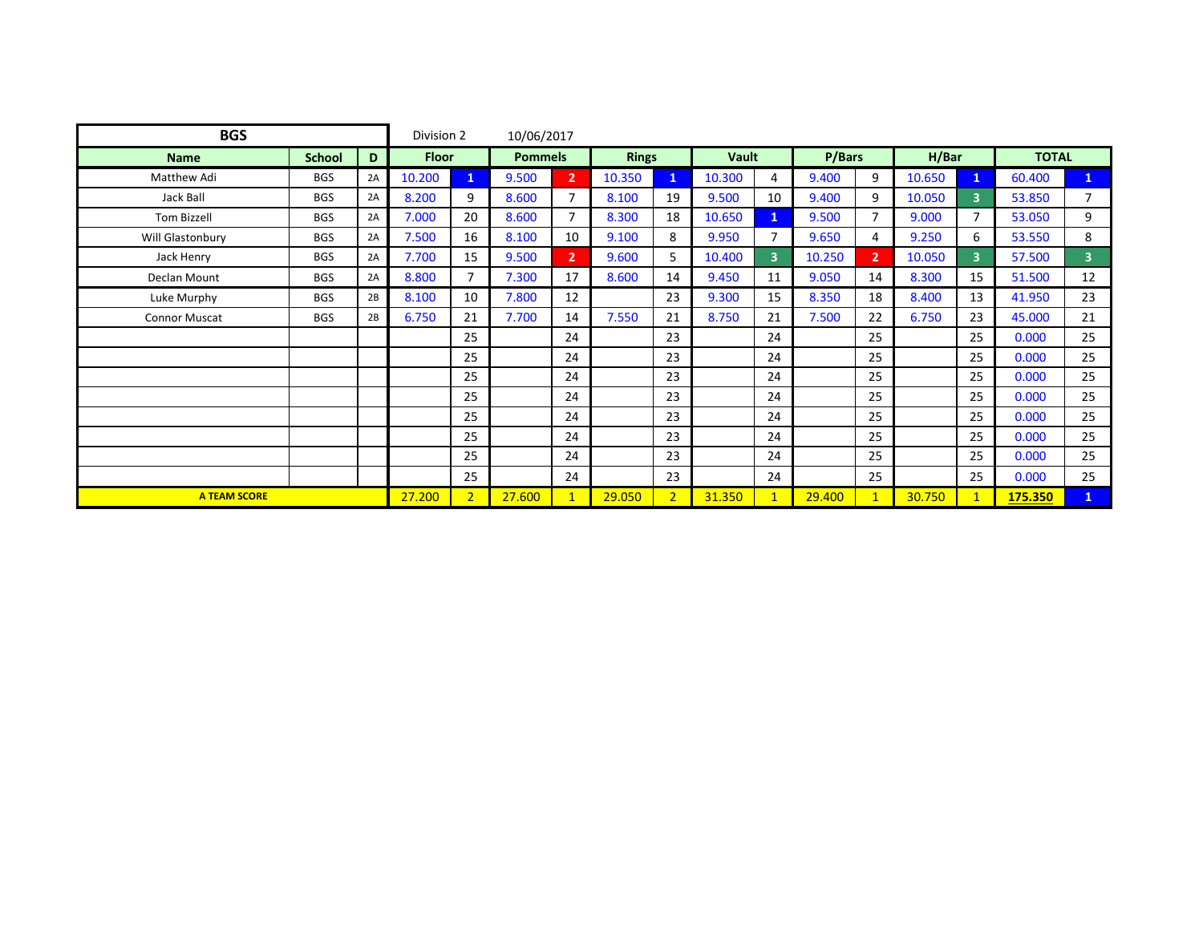| BGS | | | Division 2 | 10/06/2017 | | | | | | | | | | | | |
|---|---|---|---|---|---|---|---|---|---|---|---|---|---|---|---|---|
| **Name** | **School** | **D** | **Floor** | | **Pommels** | | **Rings** | | **Vault** | | **P/Bars** | | **H/Bar** | | **TOTAL** | |
| Matthew Adi | BGS | 2A | 10.200 | 1 | 9.500 | 2 | 10.350 | 1 | 10.300 | 4 | 9.400 | 9 | 10.650 | 1 | 60.400 | 1 |
| Jack Ball | BGS | 2A | 8.200 | 9 | 8.600 | 7 | 8.100 | 19 | 9.500 | 10 | 9.400 | 9 | 10.050 | 3 | 53.850 | 7 |
| Tom Bizzell | BGS | 2A | 7.000 | 20 | 8.600 | 7 | 8.300 | 18 | 10.650 | 1 | 9.500 | 7 | 9.000 | 7 | 53.050 | 9 |
| Will Glastonbury | BGS | 2A | 7.500 | 16 | 8.100 | 10 | 9.100 | 8 | 9.950 | 7 | 9.650 | 4 | 9.250 | 6 | 53.550 | 8 |
| Jack Henry | BGS | 2A | 7.700 | 15 | 9.500 | 2 | 9.600 | 5 | 10.400 | 3 | 10.250 | 2 | 10.050 | 3 | 57.500 | 3 |
| Declan Mount | BGS | 2A | 8.800 | 7 | 7.300 | 17 | 8.600 | 14 | 9.450 | 11 | 9.050 | 14 | 8.300 | 15 | 51.500 | 12 |
| Luke Murphy | BGS | 2B | 8.100 | 10 | 7.800 | 12 | | 23 | 9.300 | 15 | 8.350 | 18 | 8.400 | 13 | 41.950 | 23 |
| Connor Muscat | BGS | 2B | 6.750 | 21 | 7.700 | 14 | 7.550 | 21 | 8.750 | 21 | 7.500 | 22 | 6.750 | 23 | 45.000 | 21 |
| | | | | 25 | | 24 | | 23 | | 24 | | 25 | | 25 | 0.000 | 25 |
| | | | | 25 | | 24 | | 23 | | 24 | | 25 | | 25 | 0.000 | 25 |
| | | | | 25 | | 24 | | 23 | | 24 | | 25 | | 25 | 0.000 | 25 |
| | | | | 25 | | 24 | | 23 | | 24 | | 25 | | 25 | 0.000 | 25 |
| | | | | 25 | | 24 | | 23 | | 24 | | 25 | | 25 | 0.000 | 25 |
| | | | | 25 | | 24 | | 23 | | 24 | | 25 | | 25 | 0.000 | 25 |
| | | | | 25 | | 24 | | 23 | | 24 | | 25 | | 25 | 0.000 | 25 |
| | | | | 25 | | 24 | | 23 | | 24 | | 25 | | 25 | 0.000 | 25 |
| **A TEAM SCORE** | | | 27.200 | 2 | 27.600 | 1 | 29.050 | 2 | 31.350 | 1 | 29.400 | 1 | 30.750 | 1 | **175.350** | 1 |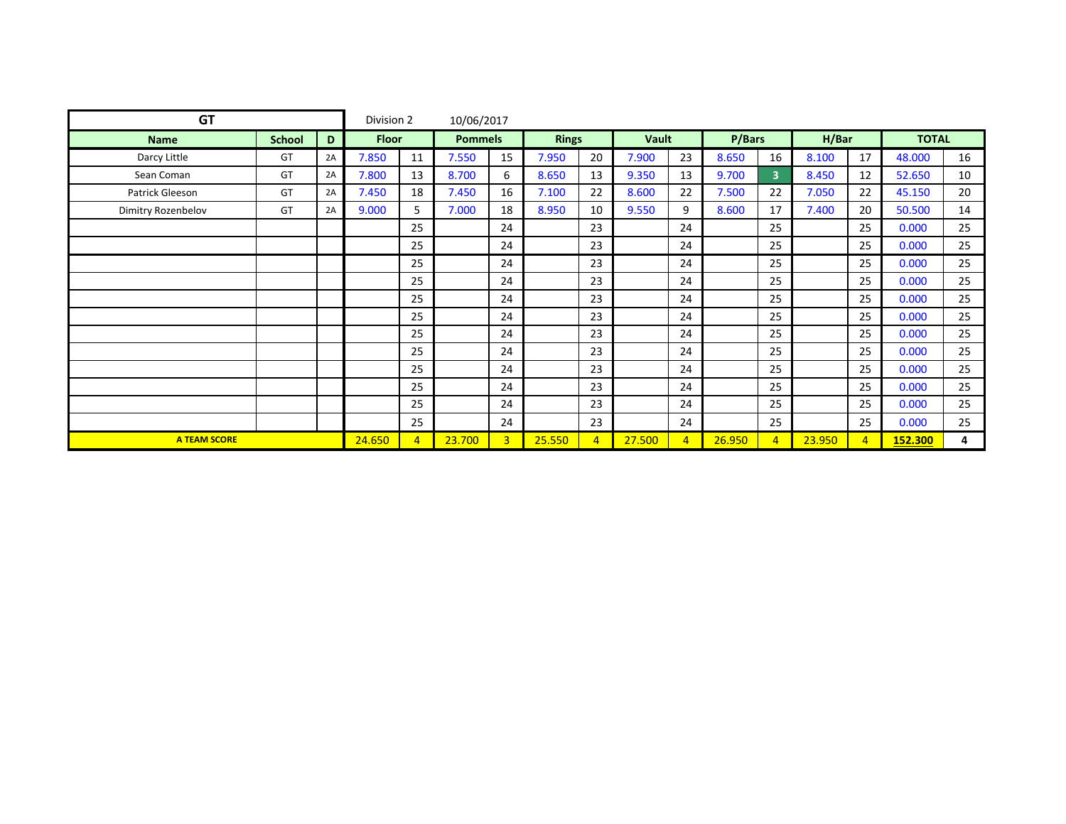| GT | | | Division 2 | | 10/06/2017 | | | | | | | | | | | |
|---|---|---|---|---|---|---|---|---|---|---|---|---|---|---|---|---|
| **Name** | **School** | **D** | **Floor** | | **Pommels** | | **Rings** | | **Vault** | | **P/Bars** | | **H/Bar** | | **TOTAL** | |
| Darcy Little | GT | 2A | 7.850 | 11 | 7.550 | 15 | 7.950 | 20 | 7.900 | 23 | 8.650 | 16 | 8.100 | 17 | 48.000 | 16 |
| Sean Coman | GT | 2A | 7.800 | 13 | 8.700 | 6 | 8.650 | 13 | 9.350 | 13 | 9.700 | 3 | 8.450 | 12 | 52.650 | 10 |
| Patrick Gleeson | GT | 2A | 7.450 | 18 | 7.450 | 16 | 7.100 | 22 | 8.600 | 22 | 7.500 | 22 | 7.050 | 22 | 45.150 | 20 |
| Dimitry Rozenbelov | GT | 2A | 9.000 | 5 | 7.000 | 18 | 8.950 | 10 | 9.550 | 9 | 8.600 | 17 | 7.400 | 20 | 50.500 | 14 |
| | | | | 25 | | 24 | | 23 | | 24 | | 25 | | 25 | 0.000 | 25 |
| | | | | 25 | | 24 | | 23 | | 24 | | 25 | | 25 | 0.000 | 25 |
| | | | | 25 | | 24 | | 23 | | 24 | | 25 | | 25 | 0.000 | 25 |
| | | | | 25 | | 24 | | 23 | | 24 | | 25 | | 25 | 0.000 | 25 |
| | | | | 25 | | 24 | | 23 | | 24 | | 25 | | 25 | 0.000 | 25 |
| | | | | 25 | | 24 | | 23 | | 24 | | 25 | | 25 | 0.000 | 25 |
| | | | | 25 | | 24 | | 23 | | 24 | | 25 | | 25 | 0.000 | 25 |
| | | | | 25 | | 24 | | 23 | | 24 | | 25 | | 25 | 0.000 | 25 |
| | | | | 25 | | 24 | | 23 | | 24 | | 25 | | 25 | 0.000 | 25 |
| | | | | 25 | | 24 | | 23 | | 24 | | 25 | | 25 | 0.000 | 25 |
| | | | | 25 | | 24 | | 23 | | 24 | | 25 | | 25 | 0.000 | 25 |
| | | | | 25 | | 24 | | 23 | | 24 | | 25 | | 25 | 0.000 | 25 |
| **A TEAM SCORE** | | | 24.650 | 4 | 23.700 | 3 | 25.550 | 4 | 27.500 | 4 | 26.950 | 4 | 23.950 | 4 | **152.300** | **4** |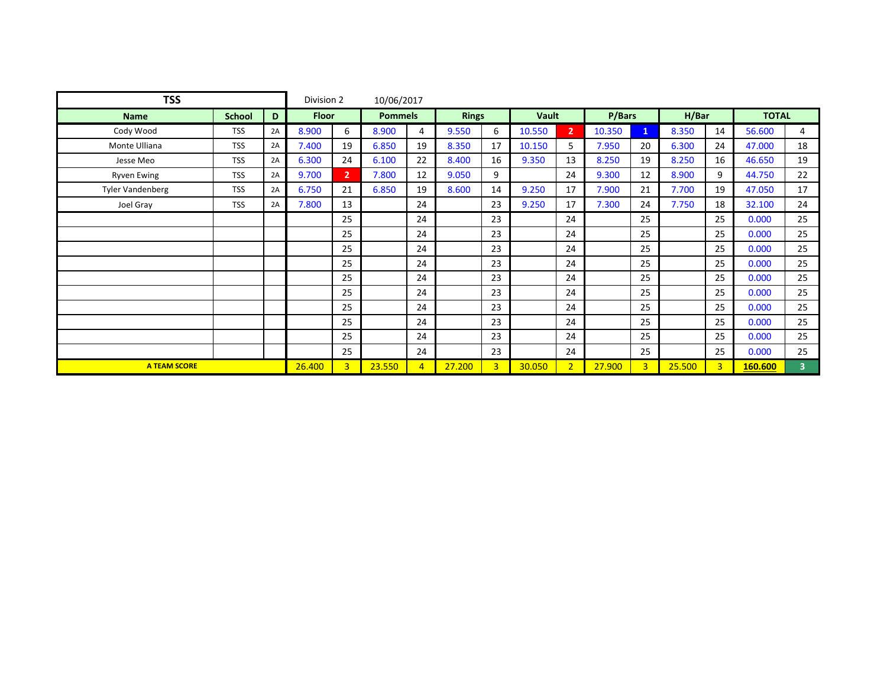| TSS | | | Division 2 | | 10/06/2017 | | | | | | | | | | | |
|---|---|---|---|---|---|---|---|---|---|---|---|---|---|---|---|---|
| **Name** | **School** | **D** | **Floor** | | **Pommels** | | **Rings** | | **Vault** | | **P/Bars** | | **H/Bar** | | **TOTAL** | |
| Cody Wood | TSS | 2A | 8.900 | 6 | 8.900 | 4 | 9.550 | 6 | 10.550 | 2 | 10.350 | 1 | 8.350 | 14 | 56.600 | 4 |
| Monte Ulliana | TSS | 2A | 7.400 | 19 | 6.850 | 19 | 8.350 | 17 | 10.150 | 5 | 7.950 | 20 | 6.300 | 24 | 47.000 | 18 |
| Jesse Meo | TSS | 2A | 6.300 | 24 | 6.100 | 22 | 8.400 | 16 | 9.350 | 13 | 8.250 | 19 | 8.250 | 16 | 46.650 | 19 |
| Ryven Ewing | TSS | 2A | 9.700 | 2 | 7.800 | 12 | 9.050 | 9 | | 24 | 9.300 | 12 | 8.900 | 9 | 44.750 | 22 |
| Tyler Vandenberg | TSS | 2A | 6.750 | 21 | 6.850 | 19 | 8.600 | 14 | 9.250 | 17 | 7.900 | 21 | 7.700 | 19 | 47.050 | 17 |
| Joel Gray | TSS | 2A | 7.800 | 13 | | 24 | | 23 | 9.250 | 17 | 7.300 | 24 | 7.750 | 18 | 32.100 | 24 |
| | | | | 25 | | 24 | | 23 | | 24 | | 25 | | 25 | 0.000 | 25 |
| | | | | 25 | | 24 | | 23 | | 24 | | 25 | | 25 | 0.000 | 25 |
| | | | | 25 | | 24 | | 23 | | 24 | | 25 | | 25 | 0.000 | 25 |
| | | | | 25 | | 24 | | 23 | | 24 | | 25 | | 25 | 0.000 | 25 |
| | | | | 25 | | 24 | | 23 | | 24 | | 25 | | 25 | 0.000 | 25 |
| | | | | 25 | | 24 | | 23 | | 24 | | 25 | | 25 | 0.000 | 25 |
| | | | | 25 | | 24 | | 23 | | 24 | | 25 | | 25 | 0.000 | 25 |
| | | | | 25 | | 24 | | 23 | | 24 | | 25 | | 25 | 0.000 | 25 |
| | | | | 25 | | 24 | | 23 | | 24 | | 25 | | 25 | 0.000 | 25 |
| | | | | 25 | | 24 | | 23 | | 24 | | 25 | | 25 | 0.000 | 25 |
| **A TEAM SCORE** | | | 26.400 | 3 | 23.550 | 4 | 27.200 | 3 | 30.050 | 2 | 27.900 | 3 | 25.500 | 3 | **160.600** | 3 |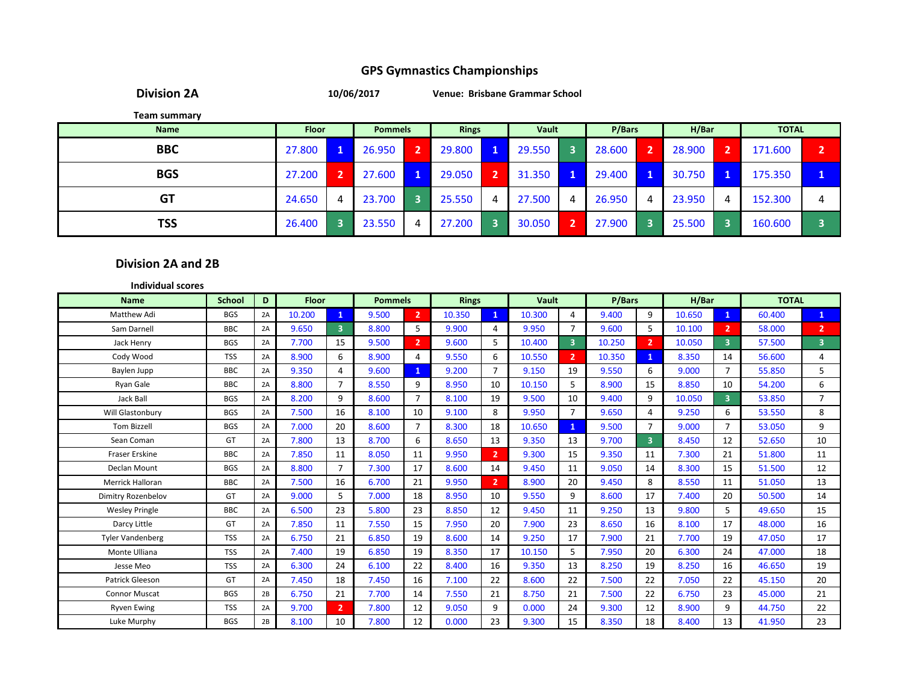# GPS Gymnastics Championships

**Division 2A** 10/06/2017 Venue: Brisbane Grammar School

**Team summary**

| Name | Floor | | Pommels | | Rings | | Vault | | P/Bars | | H/Bar | | TOTAL | |
|---|---|---|---|---|---|---|---|---|---|---|---|---|---|---|
| BBC | 27.800 | 1 | 26.950 | 2 | 29.800 | 1 | 29.550 | 3 | 28.600 | 2 | 28.900 | 2 | 171.600 | 2 |
| BGS | 27.200 | 2 | 27.600 | 1 | 29.050 | 2 | 31.350 | 1 | 29.400 | 1 | 30.750 | 1 | 175.350 | 1 |
| GT | 24.650 | 4 | 23.700 | 3 | 25.550 | 4 | 27.500 | 4 | 26.950 | 4 | 23.950 | 4 | 152.300 | 4 |
| TSS | 26.400 | 3 | 23.550 | 4 | 27.200 | 3 | 30.050 | 2 | 27.900 | 3 | 25.500 | 3 | 160.600 | 3 |

## Division 2A and 2B

**Individual scores**

| Name | School | D | Floor | | Pommels | | Rings | | Vault | | P/Bars | | H/Bar | | TOTAL | |
|---|---|---|---|---|---|---|---|---|---|---|---|---|---|---|---|---|
| Matthew Adi | BGS | 2A | 10.200 | 1 | 9.500 | 2 | 10.350 | 1 | 10.300 | 4 | 9.400 | 9 | 10.650 | 1 | 60.400 | 1 |
| Sam Darnell | BBC | 2A | 9.650 | 3 | 8.800 | 5 | 9.900 | 4 | 9.950 | 7 | 9.600 | 5 | 10.100 | 2 | 58.000 | 2 |
| Jack Henry | BGS | 2A | 7.700 | 15 | 9.500 | 2 | 9.600 | 5 | 10.400 | 3 | 10.250 | 2 | 10.050 | 3 | 57.500 | 3 |
| Cody Wood | TSS | 2A | 8.900 | 6 | 8.900 | 4 | 9.550 | 6 | 10.550 | 2 | 10.350 | 1 | 8.350 | 14 | 56.600 | 4 |
| Baylen Jupp | BBC | 2A | 9.350 | 4 | 9.600 | 1 | 9.200 | 7 | 9.150 | 19 | 9.550 | 6 | 9.000 | 7 | 55.850 | 5 |
| Ryan Gale | BBC | 2A | 8.800 | 7 | 8.550 | 9 | 8.950 | 10 | 10.150 | 5 | 8.900 | 15 | 8.850 | 10 | 54.200 | 6 |
| Jack Ball | BGS | 2A | 8.200 | 9 | 8.600 | 7 | 8.100 | 19 | 9.500 | 10 | 9.400 | 9 | 10.050 | 3 | 53.850 | 7 |
| Will Glastonbury | BGS | 2A | 7.500 | 16 | 8.100 | 10 | 9.100 | 8 | 9.950 | 7 | 9.650 | 4 | 9.250 | 6 | 53.550 | 8 |
| Tom Bizzell | BGS | 2A | 7.000 | 20 | 8.600 | 7 | 8.300 | 18 | 10.650 | 1 | 9.500 | 7 | 9.000 | 7 | 53.050 | 9 |
| Sean Coman | GT | 2A | 7.800 | 13 | 8.700 | 6 | 8.650 | 13 | 9.350 | 13 | 9.700 | 3 | 8.450 | 12 | 52.650 | 10 |
| Fraser Erskine | BBC | 2A | 7.850 | 11 | 8.050 | 11 | 9.950 | 2 | 9.300 | 15 | 9.350 | 11 | 7.300 | 21 | 51.800 | 11 |
| Declan Mount | BGS | 2A | 8.800 | 7 | 7.300 | 17 | 8.600 | 14 | 9.450 | 11 | 9.050 | 14 | 8.300 | 15 | 51.500 | 12 |
| Merrick Halloran | BBC | 2A | 7.500 | 16 | 6.700 | 21 | 9.950 | 2 | 8.900 | 20 | 9.450 | 8 | 8.550 | 11 | 51.050 | 13 |
| Dimitry Rozenbelov | GT | 2A | 9.000 | 5 | 7.000 | 18 | 8.950 | 10 | 9.550 | 9 | 8.600 | 17 | 7.400 | 20 | 50.500 | 14 |
| Wesley Pringle | BBC | 2A | 6.500 | 23 | 5.800 | 23 | 8.850 | 12 | 9.450 | 11 | 9.250 | 13 | 9.800 | 5 | 49.650 | 15 |
| Darcy Little | GT | 2A | 7.850 | 11 | 7.550 | 15 | 7.950 | 20 | 7.900 | 23 | 8.650 | 16 | 8.100 | 17 | 48.000 | 16 |
| Tyler Vandenberg | TSS | 2A | 6.750 | 21 | 6.850 | 19 | 8.600 | 14 | 9.250 | 17 | 7.900 | 21 | 7.700 | 19 | 47.050 | 17 |
| Monte Ulliana | TSS | 2A | 7.400 | 19 | 6.850 | 19 | 8.350 | 17 | 10.150 | 5 | 7.950 | 20 | 6.300 | 24 | 47.000 | 18 |
| Jesse Meo | TSS | 2A | 6.300 | 24 | 6.100 | 22 | 8.400 | 16 | 9.350 | 13 | 8.250 | 19 | 8.250 | 16 | 46.650 | 19 |
| Patrick Gleeson | GT | 2A | 7.450 | 18 | 7.450 | 16 | 7.100 | 22 | 8.600 | 22 | 7.500 | 22 | 7.050 | 22 | 45.150 | 20 |
| Connor Muscat | BGS | 2B | 6.750 | 21 | 7.700 | 14 | 7.550 | 21 | 8.750 | 21 | 7.500 | 22 | 6.750 | 23 | 45.000 | 21 |
| Ryven Ewing | TSS | 2A | 9.700 | 2 | 7.800 | 12 | 9.050 | 9 | 0.000 | 24 | 9.300 | 12 | 8.900 | 9 | 44.750 | 22 |
| Luke Murphy | BGS | 2B | 8.100 | 10 | 7.800 | 12 | 0.000 | 23 | 9.300 | 15 | 8.350 | 18 | 8.400 | 13 | 41.950 | 23 |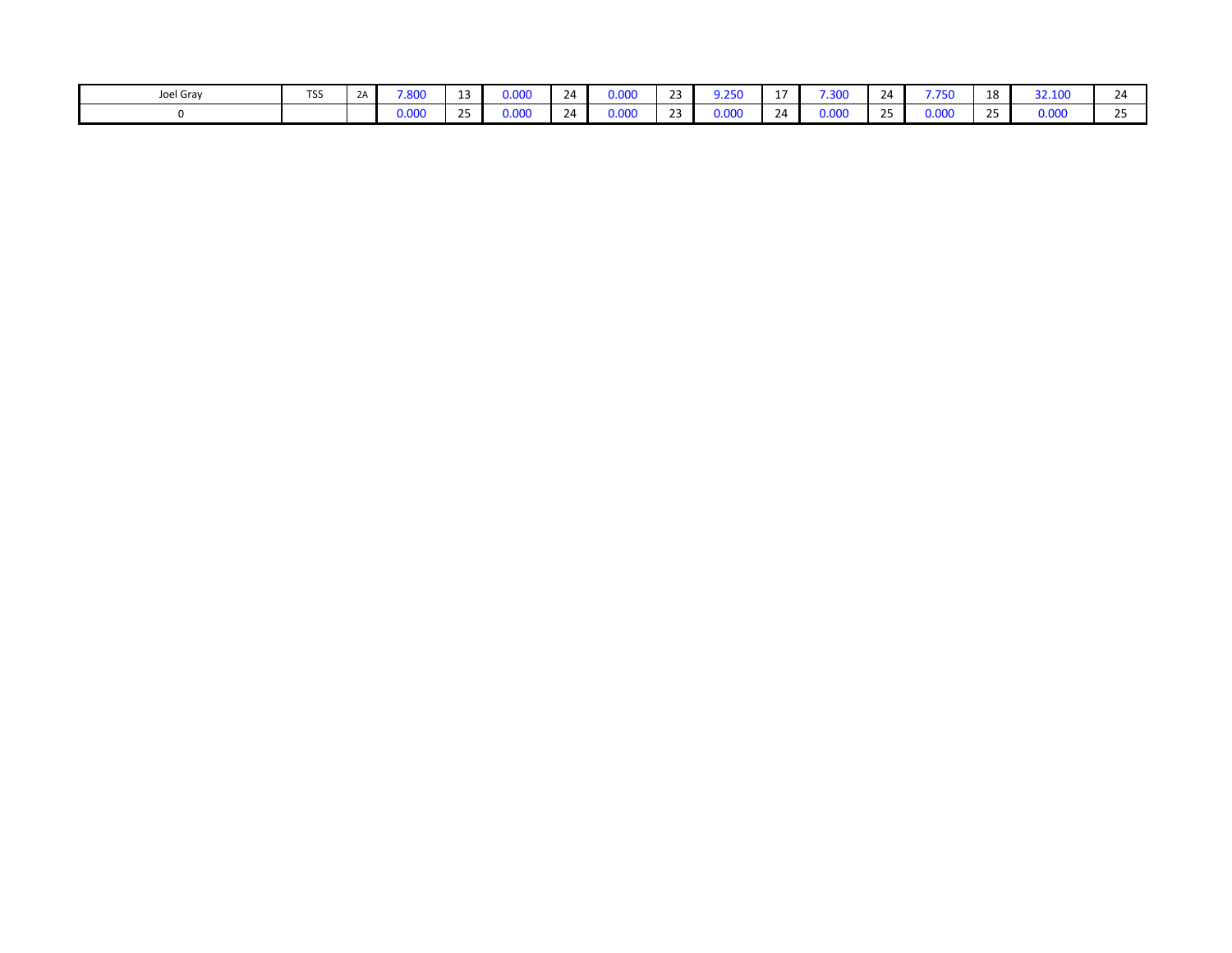| | | | | | | | | | | | | | | | | |
|---|---|---|---|---|---|---|---|---|---|---|---|---|---|---|---|---|
| Joel Gray | TSS | 2A | 7.800 | 13 | 0.000 | 24 | 0.000 | 23 | 9.250 | 17 | 7.300 | 24 | 7.750 | 18 | 32.100 | 24 |
| 0 | | | 0.000 | 25 | 0.000 | 24 | 0.000 | 23 | 0.000 | 24 | 0.000 | 25 | 0.000 | 25 | 0.000 | 25 |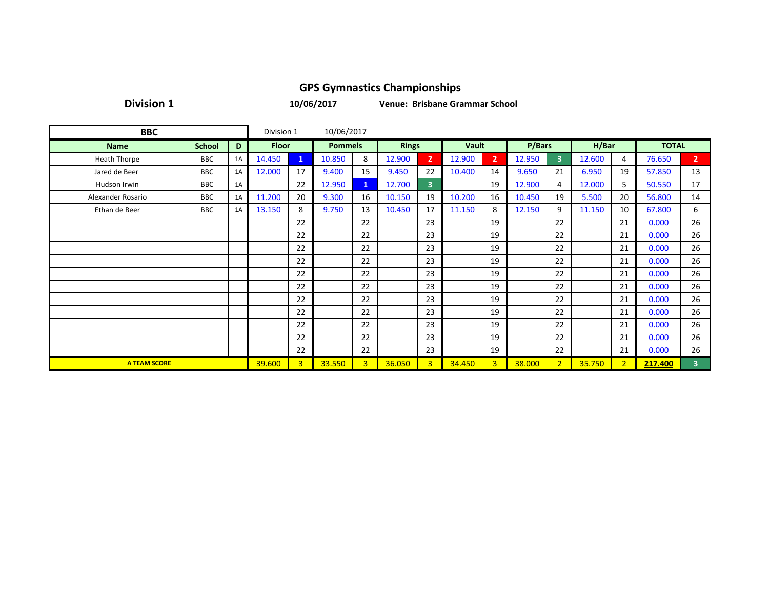# GPS Gymnastics Championships

**Division 1** **10/06/2017** **Venue: Brisbane Grammar School**

| BBC | | | Division 1 | 10/06/2017 | | | | | | | | | | | | |
|---|---|---|---|---|---|---|---|---|---|---|---|---|---|---|---|---|
| **Name** | **School** | **D** | **Floor** | | **Pommels** | | **Rings** | | **Vault** | | **P/Bars** | | **H/Bar** | | **TOTAL** | |
| Heath Thorpe | BBC | 1A | 14.450 | 1 | 10.850 | 8 | 12.900 | 2 | 12.900 | 2 | 12.950 | 3 | 12.600 | 4 | 76.650 | 2 |
| Jared de Beer | BBC | 1A | 12.000 | 17 | 9.400 | 15 | 9.450 | 22 | 10.400 | 14 | 9.650 | 21 | 6.950 | 19 | 57.850 | 13 |
| Hudson Irwin | BBC | 1A | | 22 | 12.950 | 1 | 12.700 | 3 | | 19 | 12.900 | 4 | 12.000 | 5 | 50.550 | 17 |
| Alexander Rosario | BBC | 1A | 11.200 | 20 | 9.300 | 16 | 10.150 | 19 | 10.200 | 16 | 10.450 | 19 | 5.500 | 20 | 56.800 | 14 |
| Ethan de Beer | BBC | 1A | 13.150 | 8 | 9.750 | 13 | 10.450 | 17 | 11.150 | 8 | 12.150 | 9 | 11.150 | 10 | 67.800 | 6 |
| | | | | 22 | | 22 | | 23 | | 19 | | 22 | | 21 | 0.000 | 26 |
| | | | | 22 | | 22 | | 23 | | 19 | | 22 | | 21 | 0.000 | 26 |
| | | | | 22 | | 22 | | 23 | | 19 | | 22 | | 21 | 0.000 | 26 |
| | | | | 22 | | 22 | | 23 | | 19 | | 22 | | 21 | 0.000 | 26 |
| | | | | 22 | | 22 | | 23 | | 19 | | 22 | | 21 | 0.000 | 26 |
| | | | | 22 | | 22 | | 23 | | 19 | | 22 | | 21 | 0.000 | 26 |
| | | | | 22 | | 22 | | 23 | | 19 | | 22 | | 21 | 0.000 | 26 |
| | | | | 22 | | 22 | | 23 | | 19 | | 22 | | 21 | 0.000 | 26 |
| | | | | 22 | | 22 | | 23 | | 19 | | 22 | | 21 | 0.000 | 26 |
| | | | | 22 | | 22 | | 23 | | 19 | | 22 | | 21 | 0.000 | 26 |
| | | | | 22 | | 22 | | 23 | | 19 | | 22 | | 21 | 0.000 | 26 |
| **A TEAM SCORE** | | | 39.600 | 3 | 33.550 | 3 | 36.050 | 3 | 34.450 | 3 | 38.000 | 2 | 35.750 | 2 | **217.400** | 3 |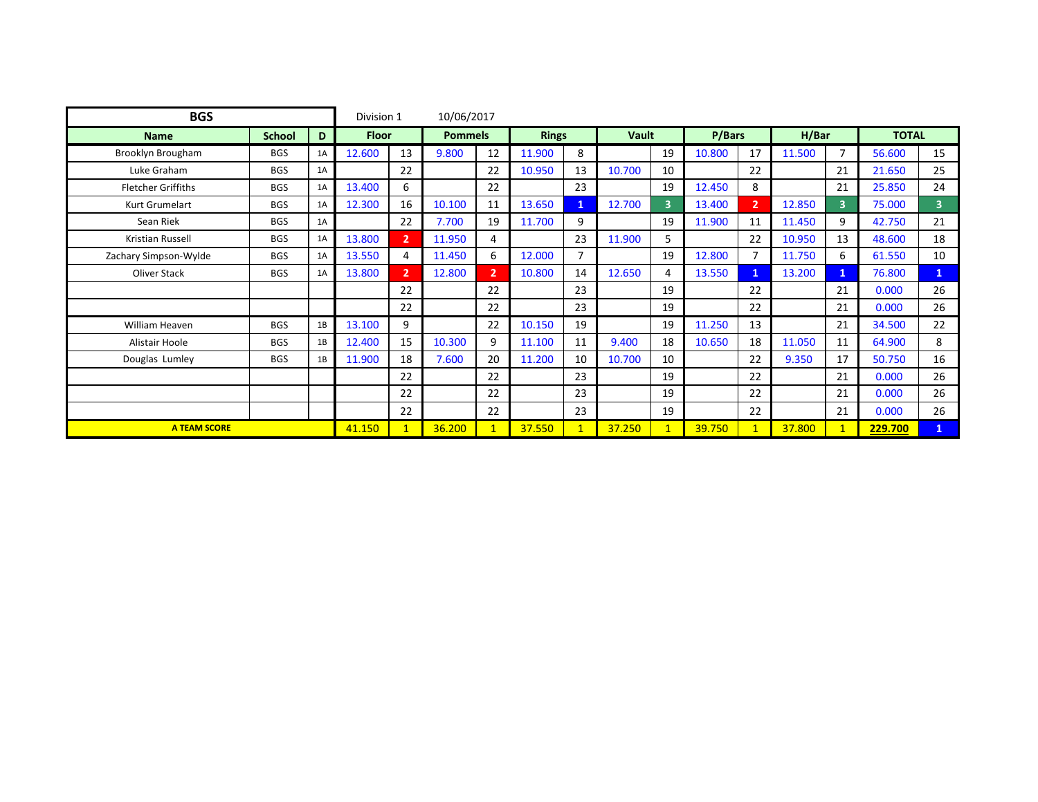| BGS | | | Division 1 | 10/06/2017 | | | | | | | | | | | | |
|---|---|---|---|---|---|---|---|---|---|---|---|---|---|---|---|---|
| **Name** | **School** | **D** | **Floor** | | **Pommels** | | **Rings** | | **Vault** | | **P/Bars** | | **H/Bar** | | **TOTAL** | |
| Brooklyn Brougham | BGS | 1A | 12.600 | 13 | 9.800 | 12 | 11.900 | 8 | | 19 | 10.800 | 17 | 11.500 | 7 | 56.600 | 15 |
| Luke Graham | BGS | 1A | | 22 | | 22 | 10.950 | 13 | 10.700 | 10 | | 22 | | 21 | 21.650 | 25 |
| Fletcher Griffiths | BGS | 1A | 13.400 | 6 | | 22 | | 23 | | 19 | 12.450 | 8 | | 21 | 25.850 | 24 |
| Kurt Grumelart | BGS | 1A | 12.300 | 16 | 10.100 | 11 | 13.650 | 1 | 12.700 | 3 | 13.400 | 2 | 12.850 | 3 | 75.000 | 3 |
| Sean Riek | BGS | 1A | | 22 | 7.700 | 19 | 11.700 | 9 | | 19 | 11.900 | 11 | 11.450 | 9 | 42.750 | 21 |
| Kristian Russell | BGS | 1A | 13.800 | 2 | 11.950 | 4 | | 23 | 11.900 | 5 | | 22 | 10.950 | 13 | 48.600 | 18 |
| Zachary Simpson-Wylde | BGS | 1A | 13.550 | 4 | 11.450 | 6 | 12.000 | 7 | | 19 | 12.800 | 7 | 11.750 | 6 | 61.550 | 10 |
| Oliver Stack | BGS | 1A | 13.800 | 2 | 12.800 | 2 | 10.800 | 14 | 12.650 | 4 | 13.550 | 1 | 13.200 | 1 | 76.800 | 1 |
| | | | | 22 | | 22 | | 23 | | 19 | | 22 | | 21 | 0.000 | 26 |
| | | | | 22 | | 22 | | 23 | | 19 | | 22 | | 21 | 0.000 | 26 |
| William Heaven | BGS | 1B | 13.100 | 9 | | 22 | 10.150 | 19 | | 19 | 11.250 | 13 | | 21 | 34.500 | 22 |
| Alistair Hoole | BGS | 1B | 12.400 | 15 | 10.300 | 9 | 11.100 | 11 | 9.400 | 18 | 10.650 | 18 | 11.050 | 11 | 64.900 | 8 |
| Douglas Lumley | BGS | 1B | 11.900 | 18 | 7.600 | 20 | 11.200 | 10 | 10.700 | 10 | | 22 | 9.350 | 17 | 50.750 | 16 |
| | | | | 22 | | 22 | | 23 | | 19 | | 22 | | 21 | 0.000 | 26 |
| | | | | 22 | | 22 | | 23 | | 19 | | 22 | | 21 | 0.000 | 26 |
| | | | | 22 | | 22 | | 23 | | 19 | | 22 | | 21 | 0.000 | 26 |
| **A TEAM SCORE** | | | 41.150 | 1 | 36.200 | 1 | 37.550 | 1 | 37.250 | 1 | 39.750 | 1 | 37.800 | 1 | **229.700** | 1 |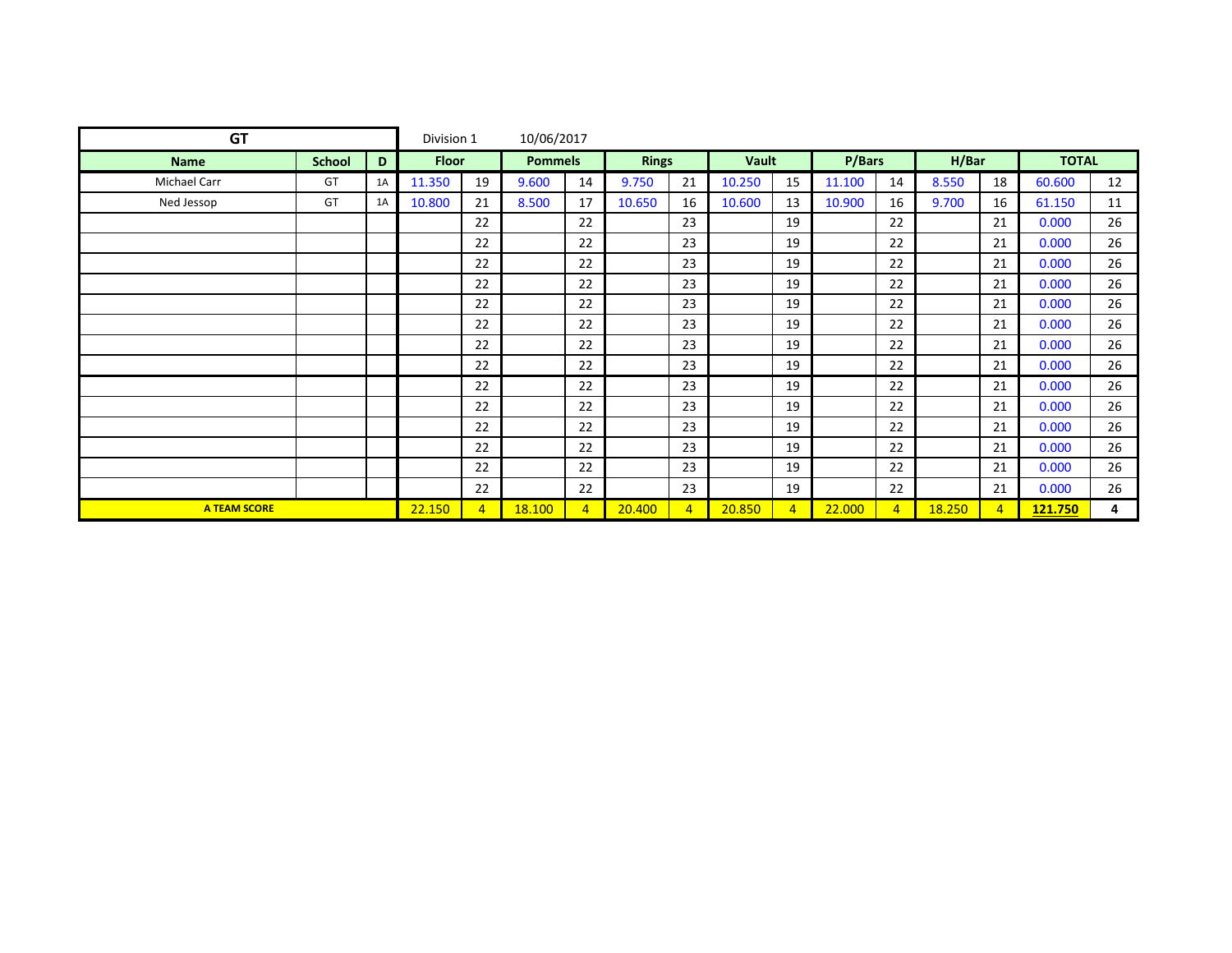| GT | | | Division 1 | | 10/06/2017 | | | | | | | | | | | |
|---|---|---|---|---|---|---|---|---|---|---|---|---|---|---|---|---|
| **Name** | **School** | **D** | **Floor** | | **Pommels** | | **Rings** | | **Vault** | | **P/Bars** | | **H/Bar** | | **TOTAL** | |
| Michael Carr | GT | 1A | 11.350 | 19 | 9.600 | 14 | 9.750 | 21 | 10.250 | 15 | 11.100 | 14 | 8.550 | 18 | 60.600 | 12 |
| Ned Jessop | GT | 1A | 10.800 | 21 | 8.500 | 17 | 10.650 | 16 | 10.600 | 13 | 10.900 | 16 | 9.700 | 16 | 61.150 | 11 |
| | | | | 22 | | 22 | | 23 | | 19 | | 22 | | 21 | 0.000 | 26 |
| | | | | 22 | | 22 | | 23 | | 19 | | 22 | | 21 | 0.000 | 26 |
| | | | | 22 | | 22 | | 23 | | 19 | | 22 | | 21 | 0.000 | 26 |
| | | | | 22 | | 22 | | 23 | | 19 | | 22 | | 21 | 0.000 | 26 |
| | | | | 22 | | 22 | | 23 | | 19 | | 22 | | 21 | 0.000 | 26 |
| | | | | 22 | | 22 | | 23 | | 19 | | 22 | | 21 | 0.000 | 26 |
| | | | | 22 | | 22 | | 23 | | 19 | | 22 | | 21 | 0.000 | 26 |
| | | | | 22 | | 22 | | 23 | | 19 | | 22 | | 21 | 0.000 | 26 |
| | | | | 22 | | 22 | | 23 | | 19 | | 22 | | 21 | 0.000 | 26 |
| | | | | 22 | | 22 | | 23 | | 19 | | 22 | | 21 | 0.000 | 26 |
| | | | | 22 | | 22 | | 23 | | 19 | | 22 | | 21 | 0.000 | 26 |
| | | | | 22 | | 22 | | 23 | | 19 | | 22 | | 21 | 0.000 | 26 |
| | | | | 22 | | 22 | | 23 | | 19 | | 22 | | 21 | 0.000 | 26 |
| | | | | 22 | | 22 | | 23 | | 19 | | 22 | | 21 | 0.000 | 26 |
| **A TEAM SCORE** | | | 22.150 | 4 | 18.100 | 4 | 20.400 | 4 | 20.850 | 4 | 22.000 | 4 | 18.250 | 4 | **121.750** | **4** |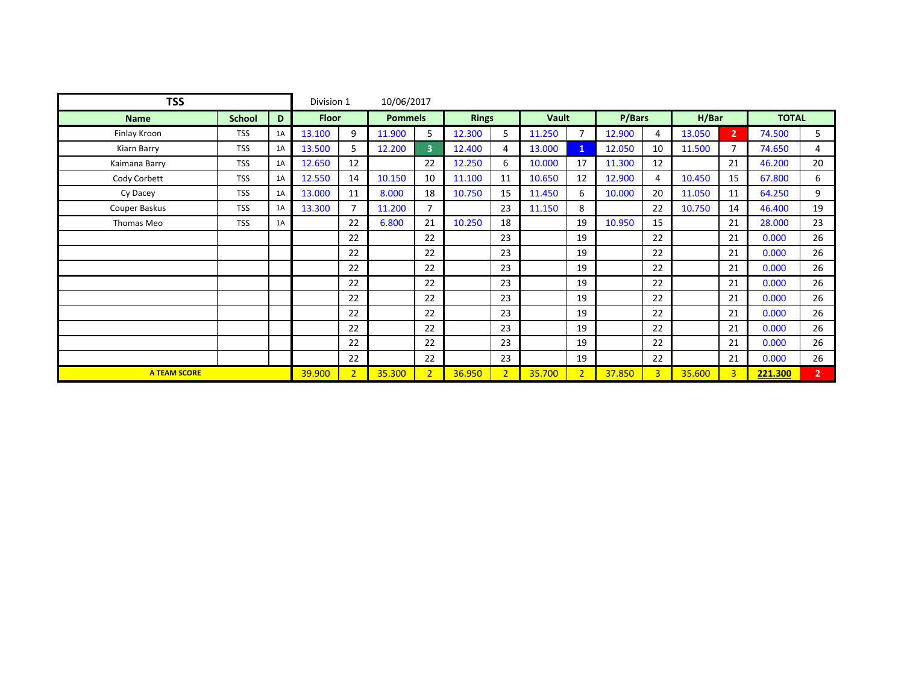| TSS | | | Division 1 | | 10/06/2017 | | | | | | | | | | | |
|---|---|---|---|---|---|---|---|---|---|---|---|---|---|---|---|---|
| **Name** | **School** | **D** | **Floor** | | **Pommels** | | **Rings** | | **Vault** | | **P/Bars** | | **H/Bar** | | **TOTAL** | |
| Finlay Kroon | TSS | 1A | 13.100 | 9 | 11.900 | 5 | 12.300 | 5 | 11.250 | 7 | 12.900 | 4 | 13.050 | 2 | 74.500 | 5 |
| Kiarn Barry | TSS | 1A | 13.500 | 5 | 12.200 | 3 | 12.400 | 4 | 13.000 | 1 | 12.050 | 10 | 11.500 | 7 | 74.650 | 4 |
| Kaimana Barry | TSS | 1A | 12.650 | 12 | | 22 | 12.250 | 6 | 10.000 | 17 | 11.300 | 12 | | 21 | 46.200 | 20 |
| Cody Corbett | TSS | 1A | 12.550 | 14 | 10.150 | 10 | 11.100 | 11 | 10.650 | 12 | 12.900 | 4 | 10.450 | 15 | 67.800 | 6 |
| Cy Dacey | TSS | 1A | 13.000 | 11 | 8.000 | 18 | 10.750 | 15 | 11.450 | 6 | 10.000 | 20 | 11.050 | 11 | 64.250 | 9 |
| Couper Baskus | TSS | 1A | 13.300 | 7 | 11.200 | 7 | | 23 | 11.150 | 8 | | 22 | 10.750 | 14 | 46.400 | 19 |
| Thomas Meo | TSS | 1A | | 22 | 6.800 | 21 | 10.250 | 18 | | 19 | 10.950 | 15 | | 21 | 28.000 | 23 |
| | | | | 22 | | 22 | | 23 | | 19 | | 22 | | 21 | 0.000 | 26 |
| | | | | 22 | | 22 | | 23 | | 19 | | 22 | | 21 | 0.000 | 26 |
| | | | | 22 | | 22 | | 23 | | 19 | | 22 | | 21 | 0.000 | 26 |
| | | | | 22 | | 22 | | 23 | | 19 | | 22 | | 21 | 0.000 | 26 |
| | | | | 22 | | 22 | | 23 | | 19 | | 22 | | 21 | 0.000 | 26 |
| | | | | 22 | | 22 | | 23 | | 19 | | 22 | | 21 | 0.000 | 26 |
| | | | | 22 | | 22 | | 23 | | 19 | | 22 | | 21 | 0.000 | 26 |
| | | | | 22 | | 22 | | 23 | | 19 | | 22 | | 21 | 0.000 | 26 |
| | | | | 22 | | 22 | | 23 | | 19 | | 22 | | 21 | 0.000 | 26 |
| **A TEAM SCORE** | | | 39.900 | 2 | 35.300 | 2 | 36.950 | 2 | 35.700 | 2 | 37.850 | 3 | 35.600 | 3 | **221.300** | 2 |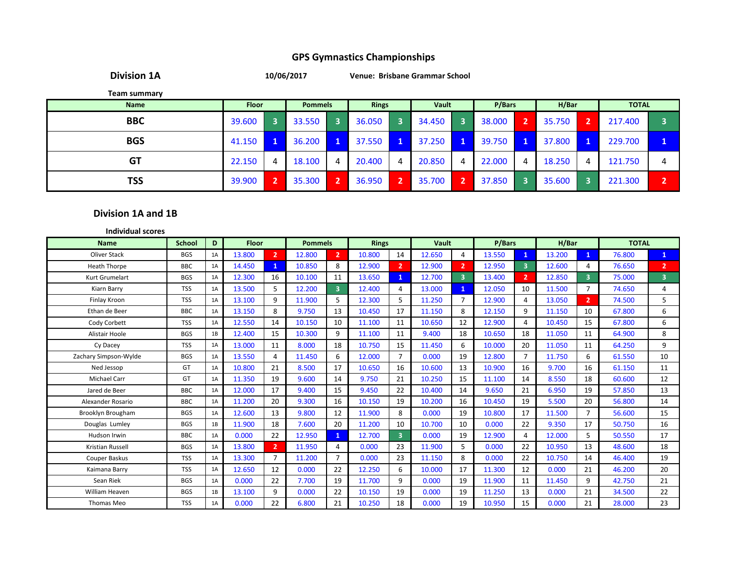# GPS Gymnastics Championships

**Division 1A** **10/06/2017** **Venue: Brisbane Grammar School**

**Team summary**

| Name | Floor | | Pommels | | Rings | | Vault | | P/Bars | | H/Bar | | TOTAL | |
|---|---|---|---|---|---|---|---|---|---|---|---|---|---|---|
| **BBC** | 39.600 | 3 | 33.550 | 3 | 36.050 | 3 | 34.450 | 3 | 38.000 | 2 | 35.750 | 2 | 217.400 | 3 |
| **BGS** | 41.150 | 1 | 36.200 | 1 | 37.550 | 1 | 37.250 | 1 | 39.750 | 1 | 37.800 | 1 | 229.700 | 1 |
| **GT** | 22.150 | 4 | 18.100 | 4 | 20.400 | 4 | 20.850 | 4 | 22.000 | 4 | 18.250 | 4 | 121.750 | 4 |
| **TSS** | 39.900 | 2 | 35.300 | 2 | 36.950 | 2 | 35.700 | 2 | 37.850 | 3 | 35.600 | 3 | 221.300 | 2 |

## Division 1A and 1B

**Individual scores**

| Name | School | D | Floor | | Pommels | | Rings | | Vault | | P/Bars | | H/Bar | | TOTAL | |
|---|---|---|---|---|---|---|---|---|---|---|---|---|---|---|---|---|
| Oliver Stack | BGS | 1A | 13.800 | 2 | 12.800 | 2 | 10.800 | 14 | 12.650 | 4 | 13.550 | 1 | 13.200 | 1 | 76.800 | 1 |
| Heath Thorpe | BBC | 1A | 14.450 | 1 | 10.850 | 8 | 12.900 | 2 | 12.900 | 2 | 12.950 | 3 | 12.600 | 4 | 76.650 | 2 |
| Kurt Grumelart | BGS | 1A | 12.300 | 16 | 10.100 | 11 | 13.650 | 1 | 12.700 | 3 | 13.400 | 2 | 12.850 | 3 | 75.000 | 3 |
| Kiarn Barry | TSS | 1A | 13.500 | 5 | 12.200 | 3 | 12.400 | 4 | 13.000 | 1 | 12.050 | 10 | 11.500 | 7 | 74.650 | 4 |
| Finlay Kroon | TSS | 1A | 13.100 | 9 | 11.900 | 5 | 12.300 | 5 | 11.250 | 7 | 12.900 | 4 | 13.050 | 2 | 74.500 | 5 |
| Ethan de Beer | BBC | 1A | 13.150 | 8 | 9.750 | 13 | 10.450 | 17 | 11.150 | 8 | 12.150 | 9 | 11.150 | 10 | 67.800 | 6 |
| Cody Corbett | TSS | 1A | 12.550 | 14 | 10.150 | 10 | 11.100 | 11 | 10.650 | 12 | 12.900 | 4 | 10.450 | 15 | 67.800 | 6 |
| Alistair Hoole | BGS | 1B | 12.400 | 15 | 10.300 | 9 | 11.100 | 11 | 9.400 | 18 | 10.650 | 18 | 11.050 | 11 | 64.900 | 8 |
| Cy Dacey | TSS | 1A | 13.000 | 11 | 8.000 | 18 | 10.750 | 15 | 11.450 | 6 | 10.000 | 20 | 11.050 | 11 | 64.250 | 9 |
| Zachary Simpson-Wylde | BGS | 1A | 13.550 | 4 | 11.450 | 6 | 12.000 | 7 | 0.000 | 19 | 12.800 | 7 | 11.750 | 6 | 61.550 | 10 |
| Ned Jessop | GT | 1A | 10.800 | 21 | 8.500 | 17 | 10.650 | 16 | 10.600 | 13 | 10.900 | 16 | 9.700 | 16 | 61.150 | 11 |
| Michael Carr | GT | 1A | 11.350 | 19 | 9.600 | 14 | 9.750 | 21 | 10.250 | 15 | 11.100 | 14 | 8.550 | 18 | 60.600 | 12 |
| Jared de Beer | BBC | 1A | 12.000 | 17 | 9.400 | 15 | 9.450 | 22 | 10.400 | 14 | 9.650 | 21 | 6.950 | 19 | 57.850 | 13 |
| Alexander Rosario | BBC | 1A | 11.200 | 20 | 9.300 | 16 | 10.150 | 19 | 10.200 | 16 | 10.450 | 19 | 5.500 | 20 | 56.800 | 14 |
| Brooklyn Brougham | BGS | 1A | 12.600 | 13 | 9.800 | 12 | 11.900 | 8 | 0.000 | 19 | 10.800 | 17 | 11.500 | 7 | 56.600 | 15 |
| Douglas Lumley | BGS | 1B | 11.900 | 18 | 7.600 | 20 | 11.200 | 10 | 10.700 | 10 | 0.000 | 22 | 9.350 | 17 | 50.750 | 16 |
| Hudson Irwin | BBC | 1A | 0.000 | 22 | 12.950 | 1 | 12.700 | 3 | 0.000 | 19 | 12.900 | 4 | 12.000 | 5 | 50.550 | 17 |
| Kristian Russell | BGS | 1A | 13.800 | 2 | 11.950 | 4 | 0.000 | 23 | 11.900 | 5 | 0.000 | 22 | 10.950 | 13 | 48.600 | 18 |
| Couper Baskus | TSS | 1A | 13.300 | 7 | 11.200 | 7 | 0.000 | 23 | 11.150 | 8 | 0.000 | 22 | 10.750 | 14 | 46.400 | 19 |
| Kaimana Barry | TSS | 1A | 12.650 | 12 | 0.000 | 22 | 12.250 | 6 | 10.000 | 17 | 11.300 | 12 | 0.000 | 21 | 46.200 | 20 |
| Sean Riek | BGS | 1A | 0.000 | 22 | 7.700 | 19 | 11.700 | 9 | 0.000 | 19 | 11.900 | 11 | 11.450 | 9 | 42.750 | 21 |
| William Heaven | BGS | 1B | 13.100 | 9 | 0.000 | 22 | 10.150 | 19 | 0.000 | 19 | 11.250 | 13 | 0.000 | 21 | 34.500 | 22 |
| Thomas Meo | TSS | 1A | 0.000 | 22 | 6.800 | 21 | 10.250 | 18 | 0.000 | 19 | 10.950 | 15 | 0.000 | 21 | 28.000 | 23 |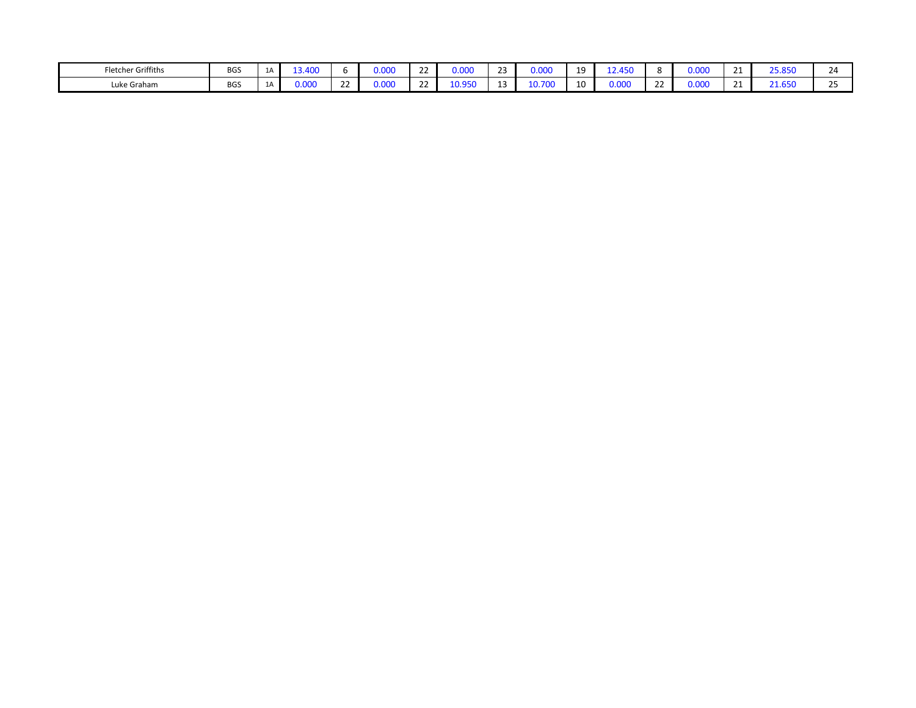| | | | | | | | | | | | | | | | | |
|---|---|---|---|---|---|---|---|---|---|---|---|---|---|---|---|---|
| Fletcher Griffiths | BGS | 1A | 13.400 | 6 | 0.000 | 22 | 0.000 | 23 | 0.000 | 19 | 12.450 | 8 | 0.000 | 21 | 25.850 | 24 |
| Luke Graham | BGS | 1A | 0.000 | 22 | 0.000 | 22 | 10.950 | 13 | 10.700 | 10 | 0.000 | 22 | 0.000 | 21 | 21.650 | 25 |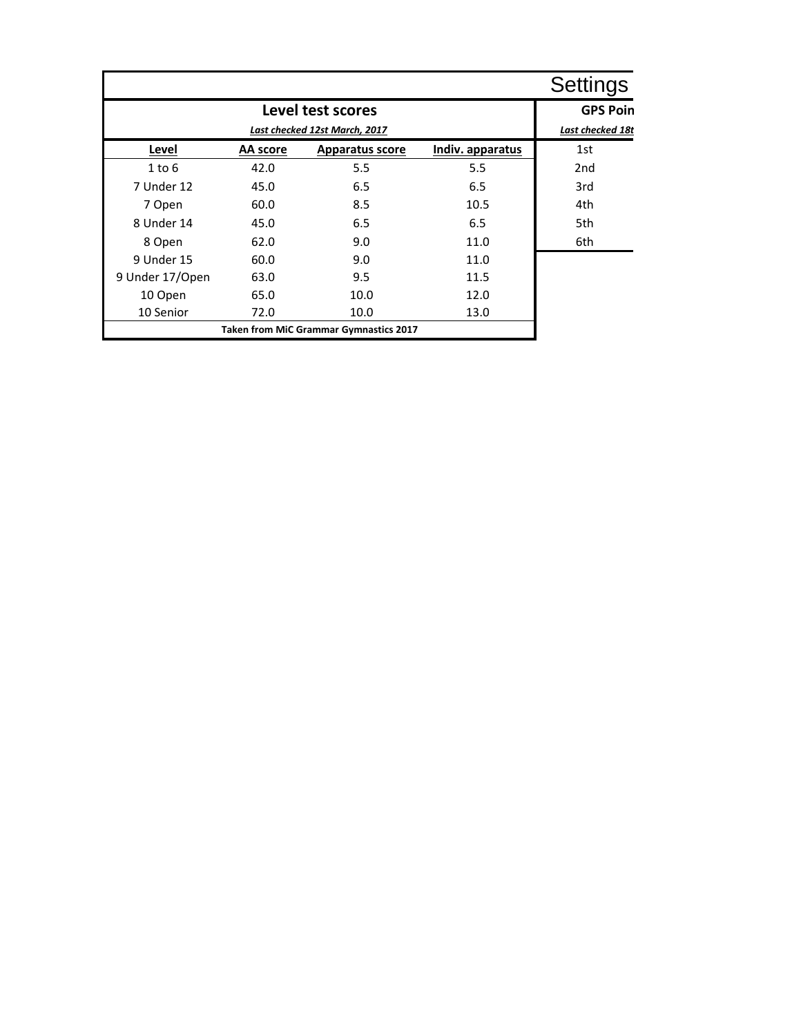# Settings

## Level test scores

***Last checked 12st March, 2017***

| Level | AA score | Apparatus score | Indiv. apparatus |
|---|---|---|---|
| 1 to 6 | 42.0 | 5.5 | 5.5 |
| 7 Under 12 | 45.0 | 6.5 | 6.5 |
| 7 Open | 60.0 | 8.5 | 10.5 |
| 8 Under 14 | 45.0 | 6.5 | 6.5 |
| 8 Open | 62.0 | 9.0 | 11.0 |
| 9 Under 15 | 60.0 | 9.0 | 11.0 |
| 9 Under 17/Open | 63.0 | 9.5 | 11.5 |
| 10 Open | 65.0 | 10.0 | 12.0 |
| 10 Senior | 72.0 | 10.0 | 13.0 |

**Taken from MiC Grammar Gymnastics 2017**

## GPS Poin

***Last checked 18t***

| |
|---|
| 1st |
| 2nd |
| 3rd |
| 4th |
| 5th |
| 6th |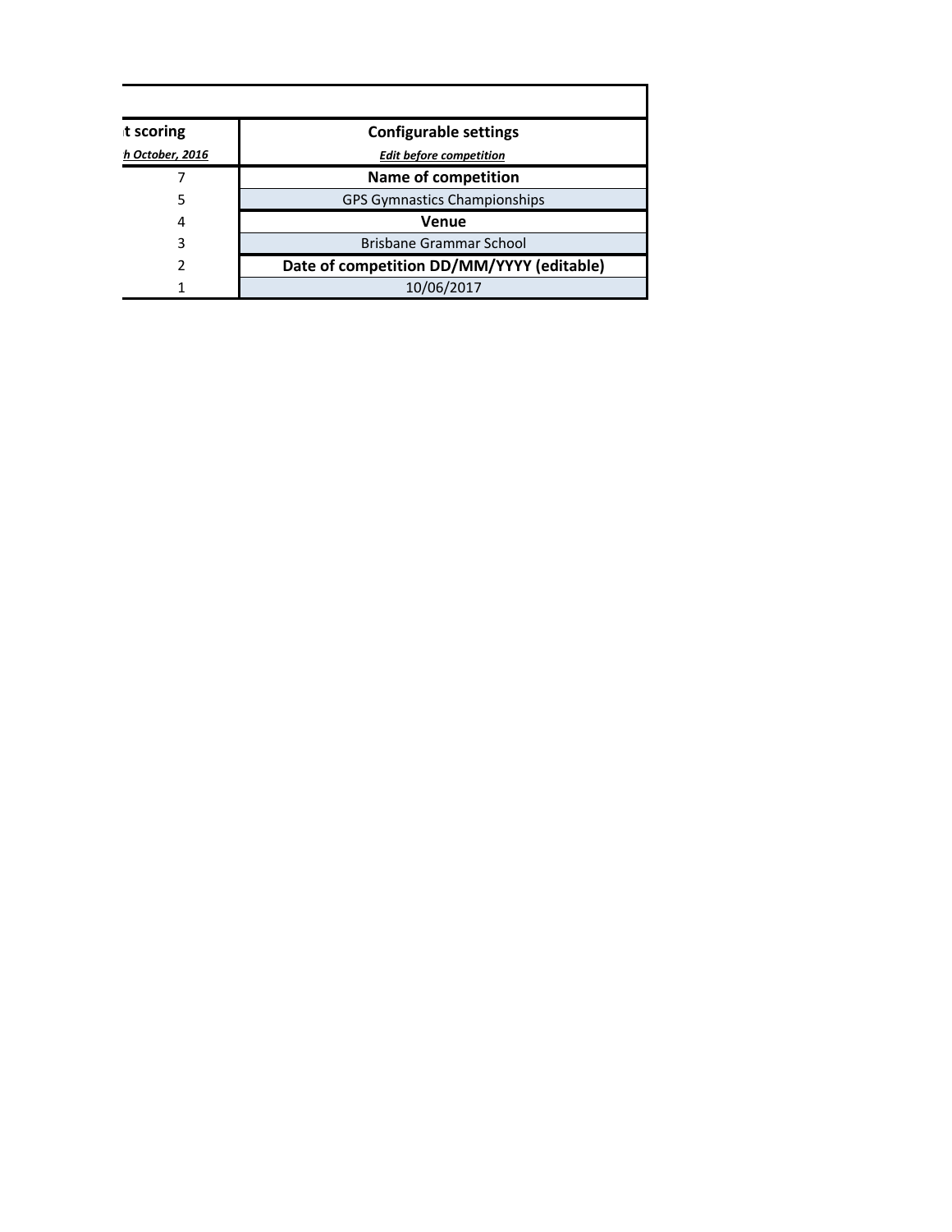| t scoring | Configurable settings |
|---|---|
| *h October, 2016* | ***Edit before competition*** |
| 7 | **Name of competition** |
| 5 | GPS Gymnastics Championships |
| 4 | **Venue** |
| 3 | Brisbane Grammar School |
| 2 | **Date of competition DD/MM/YYYY (editable)** |
| 1 | 10/06/2017 |